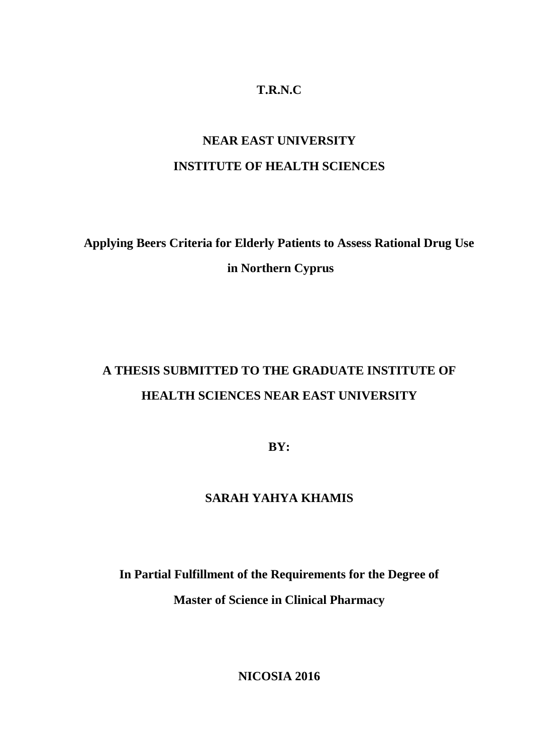**T.R.N.C**

**NEAR EAST UNIVERSITY**

**INSTITUTE OF HEALTH SCIENCES**

# Applying Beers Criteria for Elderly Patients to Assess Rational Drug Use in Northern Cyprus

**A THESIS SUBMITTED TO THE GRADUATE INSTITUTE OF HEALTH SCIENCES NEAR EAST UNIVERSITY**

**BY:**

**SARAH YAHYA KHAMIS**

**In Partial Fulfillment of the Requirements for the Degree of Master of Science in Clinical Pharmacy**

**NICOSIA 2016**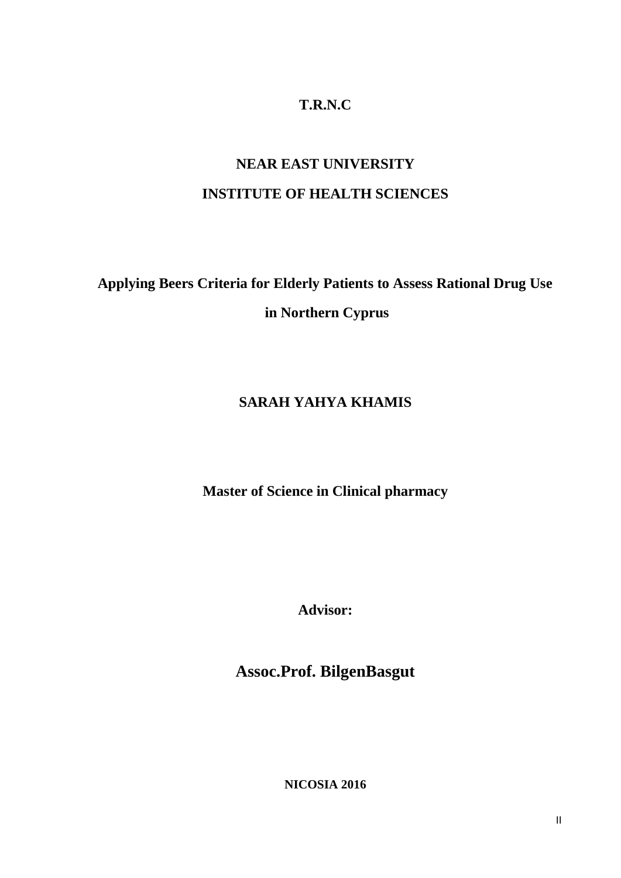**T.R.N.C**

**NEAR EAST UNIVERSITY**

**INSTITUTE OF HEALTH SCIENCES**

# Applying Beers Criteria for Elderly Patients to Assess Rational Drug Use in Northern Cyprus

**SARAH YAHYA KHAMIS**

**Master of Science in Clinical pharmacy**

**Advisor:**

**Assoc.Prof. BilgenBasgut**

**NICOSIA 2016**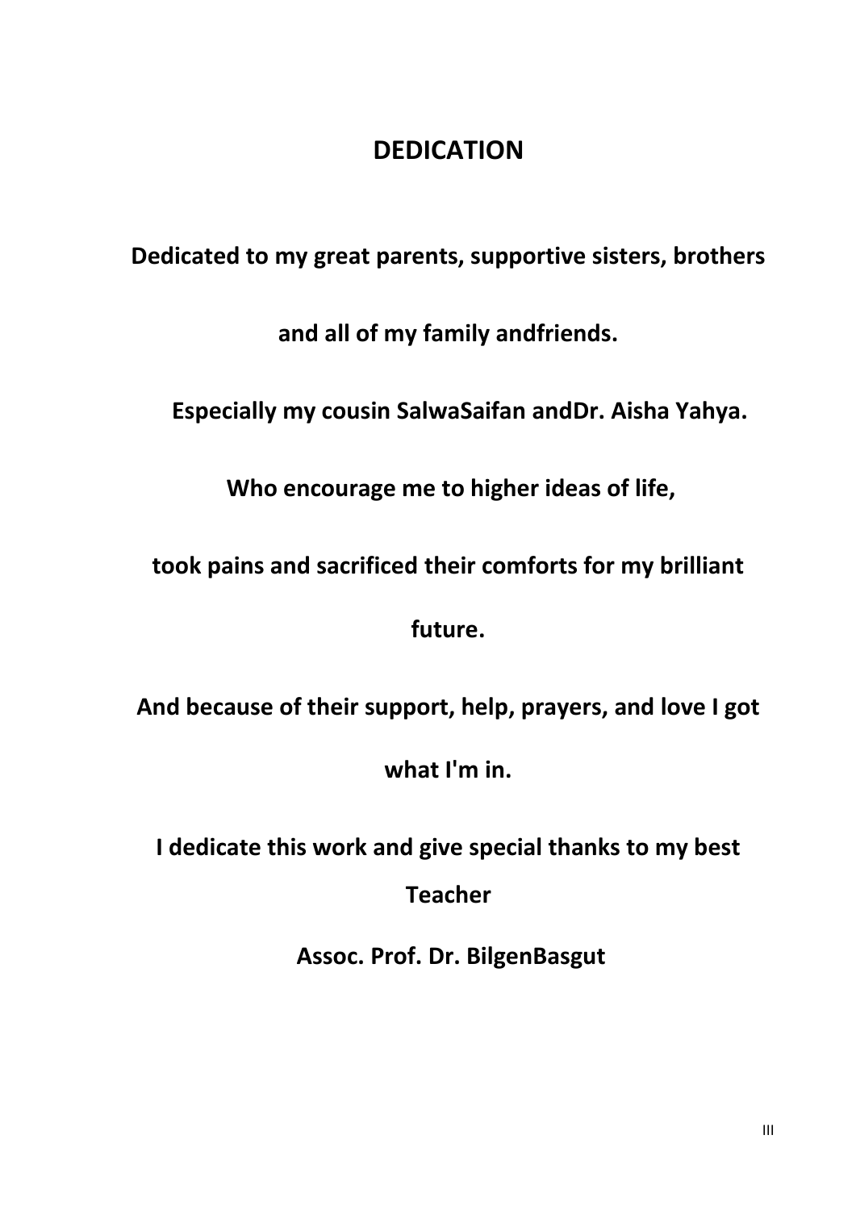# DEDICATION

**Dedicated to my great parents, supportive sisters, brothers and all of my family andfriends.**

**Especially my cousin SalwaSaifan andDr. Aisha Yahya.**

**Who encourage me to higher ideas of life,**

**took pains and sacrificed their comforts for my brilliant future.**

**And because of their support, help, prayers, and love I got what I'm in.**

**I dedicate this work and give special thanks to my best Teacher**

**Assoc. Prof. Dr. BilgenBasgut**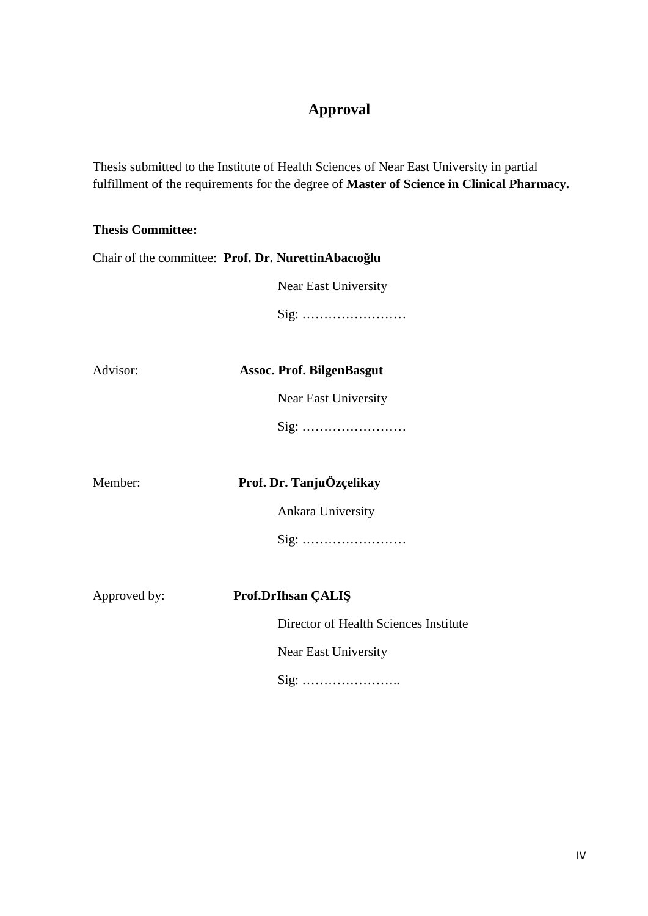# Approval

Thesis submitted to the Institute of Health Sciences of Near East University in partial fulfillment of the requirements for the degree of **Master of Science in Clinical Pharmacy.**

**Thesis Committee:**

Chair of the committee: **Prof. Dr. NurettinAbacıoğlu**

Near East University

Sig: ……………………

Advisor: **Assoc. Prof. BilgenBasgut**

Near East University

Sig: ……………………

Member: **Prof. Dr. TanjuÖzçelikay**

Ankara University

Sig: ……………………

Approved by: **Prof.DrIhsan ÇALIŞ**

Director of Health Sciences Institute

Near East University

Sig: …………………..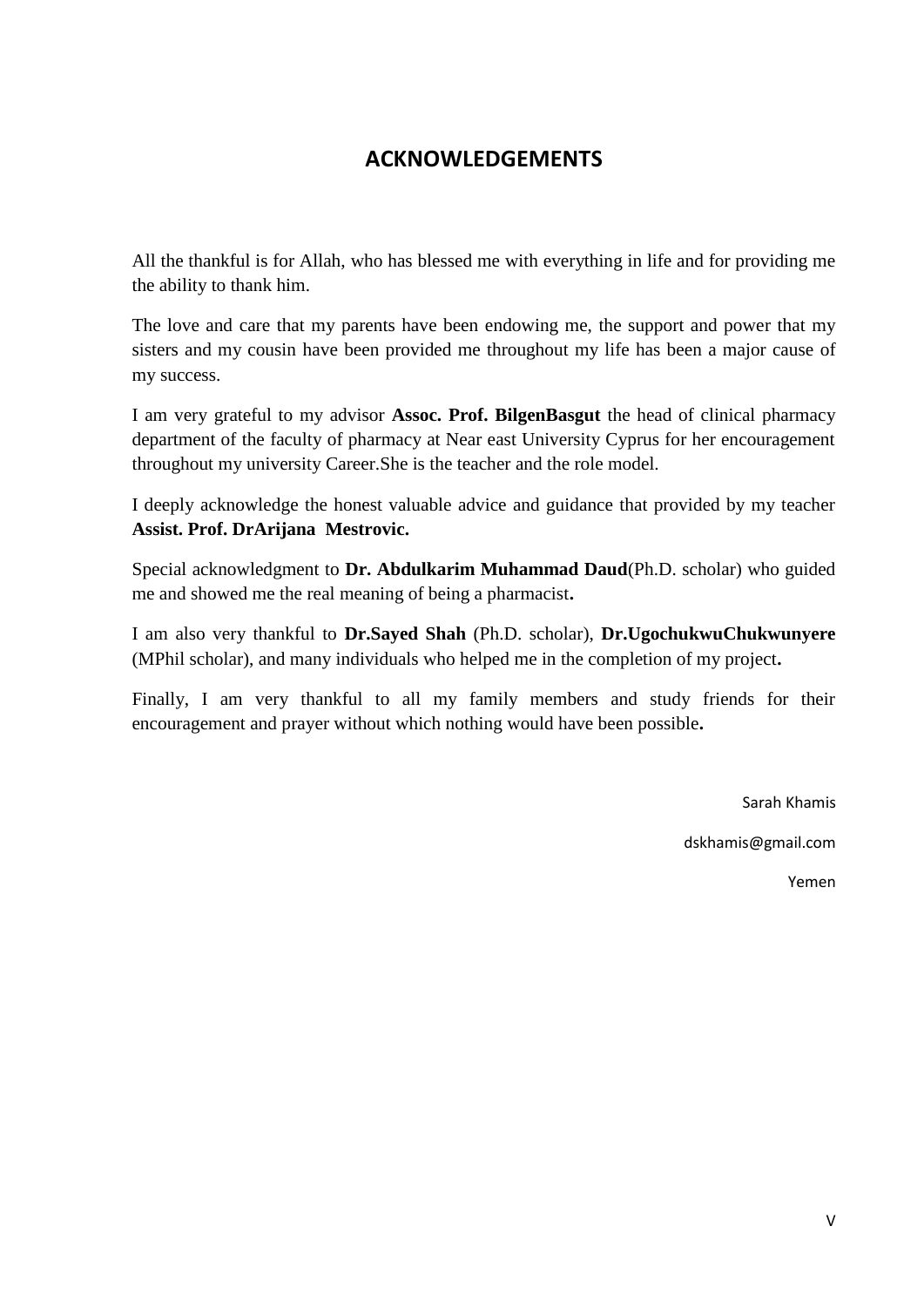## ACKNOWLEDGEMENTS

All the thankful is for Allah, who has blessed me with everything in life and for providing me the ability to thank him.

The love and care that my parents have been endowing me, the support and power that my sisters and my cousin have been provided me throughout my life has been a major cause of my success.

I am very grateful to my advisor **Assoc. Prof. BilgenBasgut** the head of clinical pharmacy department of the faculty of pharmacy at Near east University Cyprus for her encouragement throughout my university Career.She is the teacher and the role model.

I deeply acknowledge the honest valuable advice and guidance that provided by my teacher **Assist. Prof. DrArijana Mestrovic.**

Special acknowledgment to **Dr. Abdulkarim Muhammad Daud**(Ph.D. scholar) who guided me and showed me the real meaning of being a pharmacist**.**

I am also very thankful to **Dr.Sayed Shah** (Ph.D. scholar), **Dr.UgochukwuChukwunyere** (MPhil scholar), and many individuals who helped me in the completion of my project**.**

Finally, I am very thankful to all my family members and study friends for their encouragement and prayer without which nothing would have been possible**.**

Sarah Khamis

dskhamis@gmail.com

Yemen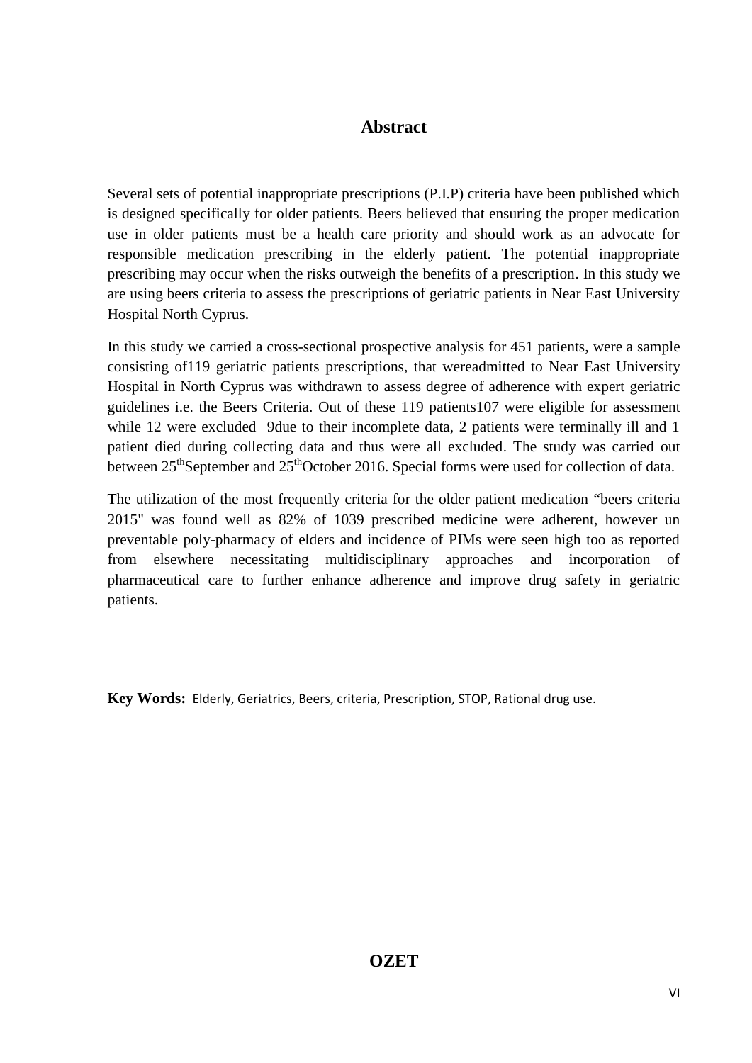## Abstract

Several sets of potential inappropriate prescriptions (P.I.P) criteria have been published which is designed specifically for older patients. Beers believed that ensuring the proper medication use in older patients must be a health care priority and should work as an advocate for responsible medication prescribing in the elderly patient. The potential inappropriate prescribing may occur when the risks outweigh the benefits of a prescription. In this study we are using beers criteria to assess the prescriptions of geriatric patients in Near East University Hospital North Cyprus.

In this study we carried a cross-sectional prospective analysis for 451 patients, were a sample consisting of119 geriatric patients prescriptions, that wereadmitted to Near East University Hospital in North Cyprus was withdrawn to assess degree of adherence with expert geriatric guidelines i.e. the Beers Criteria. Out of these 119 patients107 were eligible for assessment while 12 were excluded 9due to their incomplete data, 2 patients were terminally ill and 1 patient died during collecting data and thus were all excluded. The study was carried out between 25$^{th}$September and 25$^{th}$October 2016. Special forms were used for collection of data.

The utilization of the most frequently criteria for the older patient medication "beers criteria 2015" was found well as 82% of 1039 prescribed medicine were adherent, however un preventable poly-pharmacy of elders and incidence of PIMs were seen high too as reported from elsewhere necessitating multidisciplinary approaches and incorporation of pharmaceutical care to further enhance adherence and improve drug safety in geriatric patients.

**Key Words:** Elderly, Geriatrics, Beers, criteria, Prescription, STOP, Rational drug use.

## OZET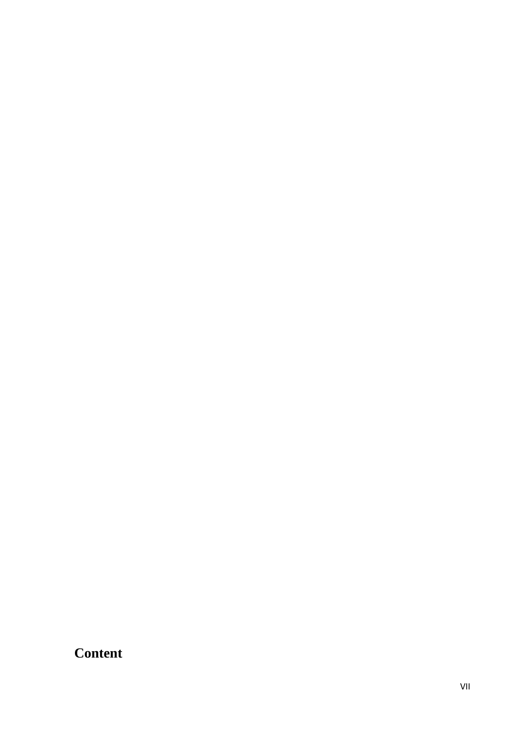# Content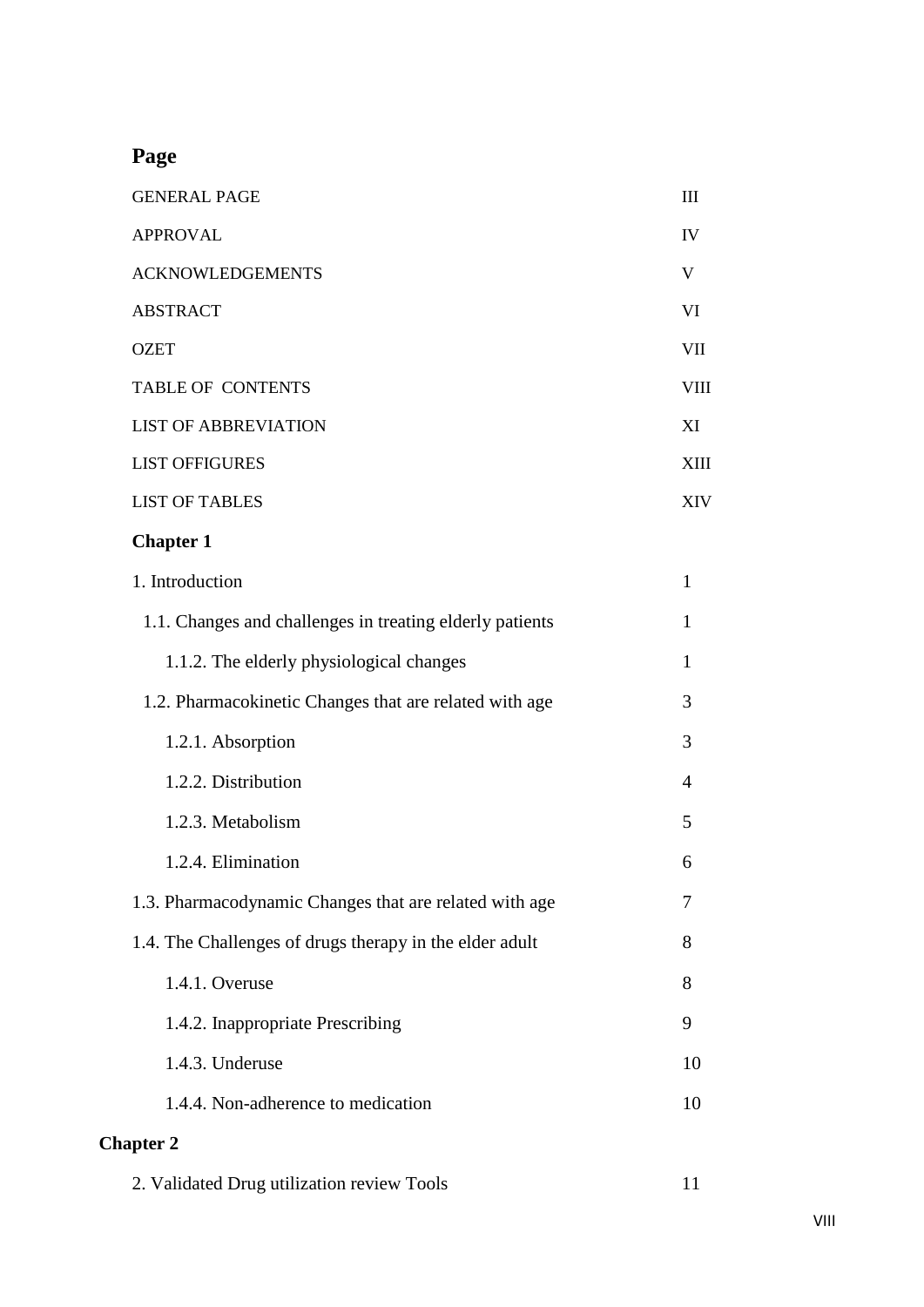**Page**

| | |
|---|---|
| GENERAL PAGE | III |
| APPROVAL | IV |
| ACKNOWLEDGEMENTS | V |
| ABSTRACT | VI |
| OZET | VII |
| TABLE OF CONTENTS | VIII |
| LIST OF ABBREVIATION | XI |
| LIST OFFIGURES | XIII |
| LIST OF TABLES | XIV |
| **Chapter 1** | |
| 1. Introduction | 1 |
| 1.1. Changes and challenges in treating elderly patients | 1 |
| 1.1.2. The elderly physiological changes | 1 |
| 1.2. Pharmacokinetic Changes that are related with age | 3 |
| 1.2.1. Absorption | 3 |
| 1.2.2. Distribution | 4 |
| 1.2.3. Metabolism | 5 |
| 1.2.4. Elimination | 6 |
| 1.3. Pharmacodynamic Changes that are related with age | 7 |
| 1.4. The Challenges of drugs therapy in the elder adult | 8 |
| 1.4.1. Overuse | 8 |
| 1.4.2. Inappropriate Prescribing | 9 |
| 1.4.3. Underuse | 10 |
| 1.4.4. Non-adherence to medication | 10 |
| **Chapter 2** | |
| 2. Validated Drug utilization review Tools | 11 |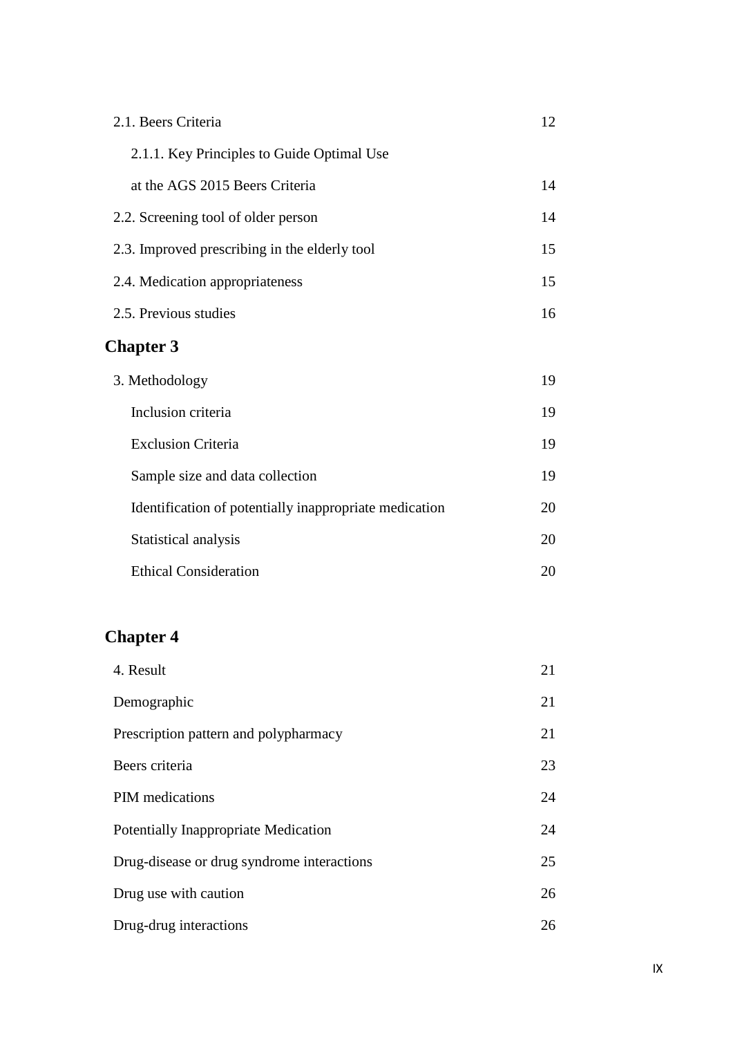| | |
|---|---|
| 2.1. Beers Criteria | 12 |
| 2.1.1. Key Principles to Guide Optimal Use at the AGS 2015 Beers Criteria | 14 |
| 2.2. Screening tool of older person | 14 |
| 2.3. Improved prescribing in the elderly tool | 15 |
| 2.4. Medication appropriateness | 15 |
| 2.5. Previous studies | 16 |

**Chapter 3**

| | |
|---|---|
| 3. Methodology | 19 |
| Inclusion criteria | 19 |
| Exclusion Criteria | 19 |
| Sample size and data collection | 19 |
| Identification of potentially inappropriate medication | 20 |
| Statistical analysis | 20 |
| Ethical Consideration | 20 |

**Chapter 4**

| | |
|---|---|
| 4. Result | 21 |
| Demographic | 21 |
| Prescription pattern and polypharmacy | 21 |
| Beers criteria | 23 |
| PIM medications | 24 |
| Potentially Inappropriate Medication | 24 |
| Drug-disease or drug syndrome interactions | 25 |
| Drug use with caution | 26 |
| Drug-drug interactions | 26 |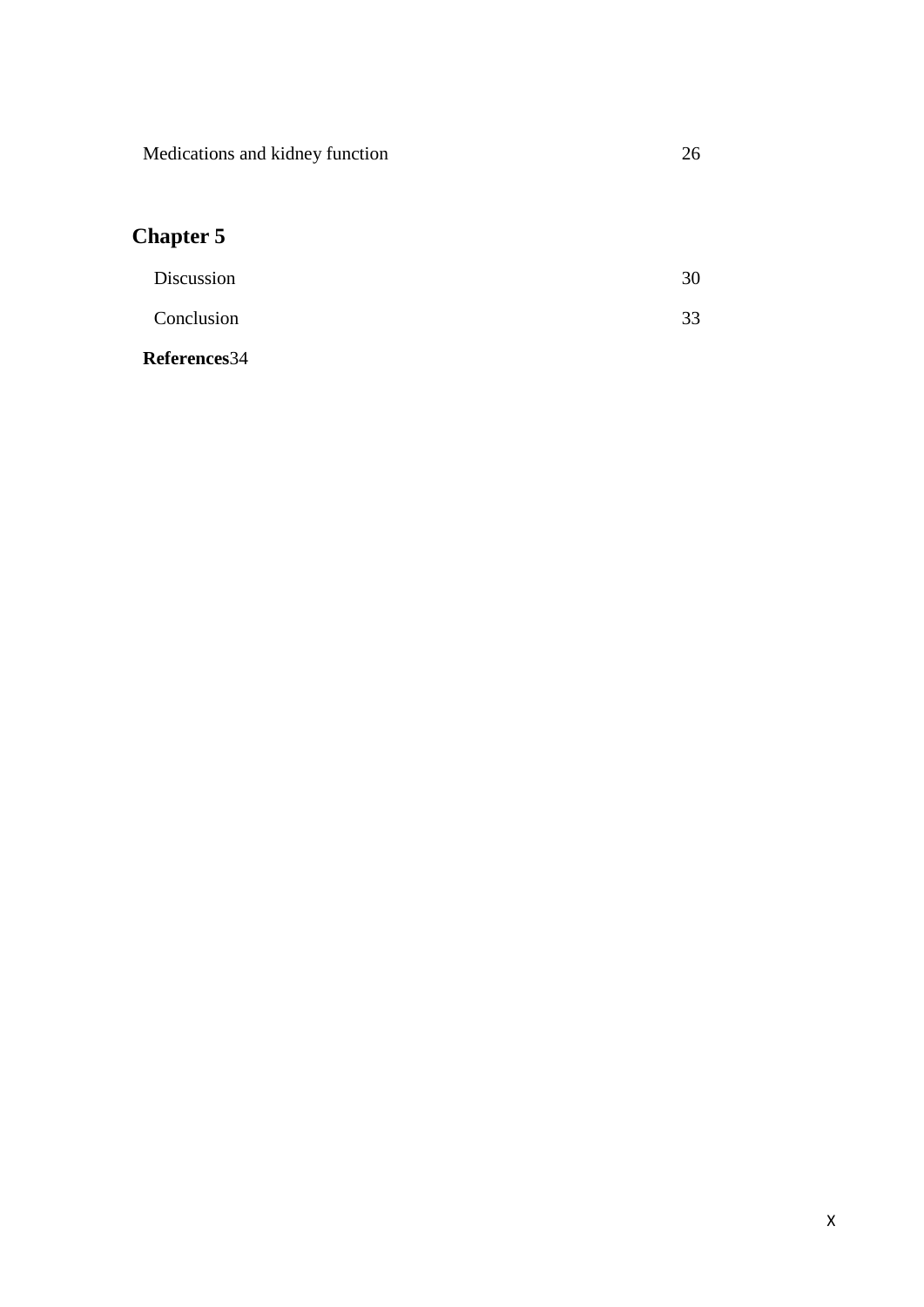Medications and kidney function 26

## Chapter 5

Discussion 30

Conclusion 33

**References**34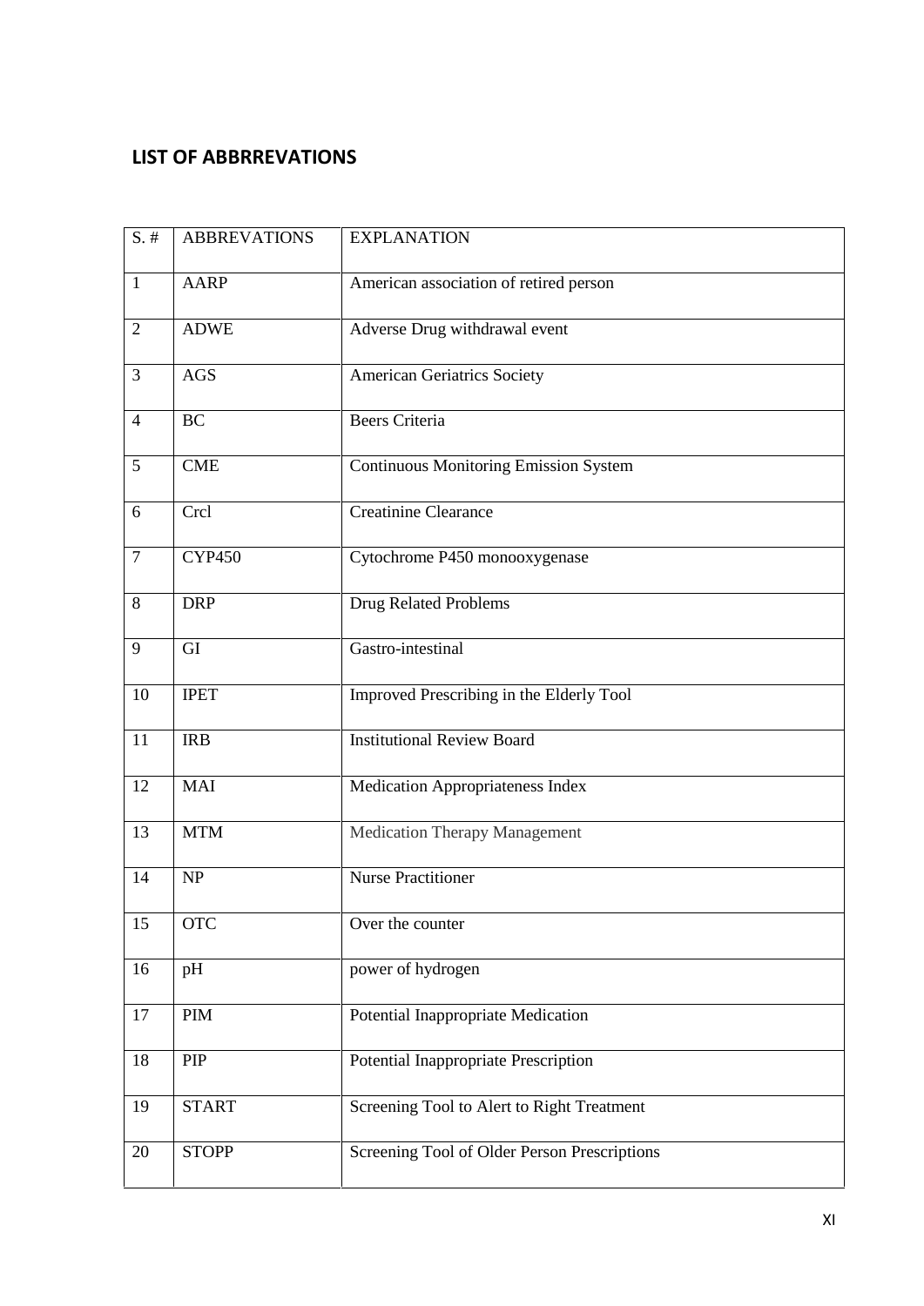## LIST OF ABBRREVATIONS

| S. # | ABBREVATIONS | EXPLANATION |
|---|---|---|
| 1 | AARP | American association of retired person |
| 2 | ADWE | Adverse Drug withdrawal event |
| 3 | AGS | American Geriatrics Society |
| 4 | BC | Beers Criteria |
| 5 | CME | Continuous Monitoring Emission System |
| 6 | Crcl | Creatinine Clearance |
| 7 | CYP450 | Cytochrome P450 monooxygenase |
| 8 | DRP | Drug Related Problems |
| 9 | GI | Gastro-intestinal |
| 10 | IPET | Improved Prescribing in the Elderly Tool |
| 11 | IRB | Institutional Review Board |
| 12 | MAI | Medication Appropriateness Index |
| 13 | MTM | Medication Therapy Management |
| 14 | NP | Nurse Practitioner |
| 15 | OTC | Over the counter |
| 16 | pH | power of hydrogen |
| 17 | PIM | Potential Inappropriate Medication |
| 18 | PIP | Potential Inappropriate Prescription |
| 19 | START | Screening Tool to Alert to Right Treatment |
| 20 | STOPP | Screening Tool of Older Person Prescriptions |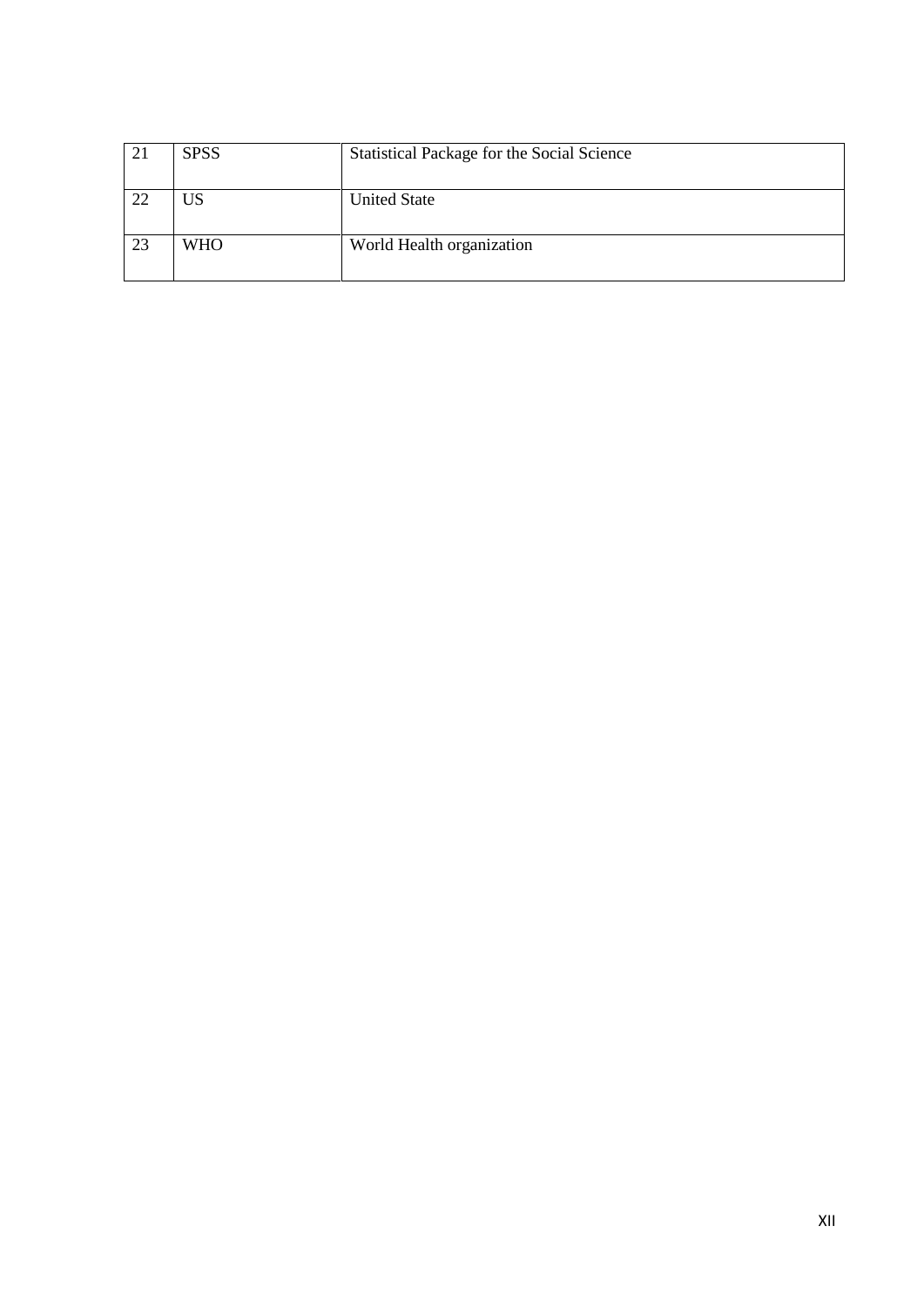| 21 | SPSS | Statistical Package for the Social Science |
|---|---|---|
| 22 | US | United State |
| 23 | WHO | World Health organization |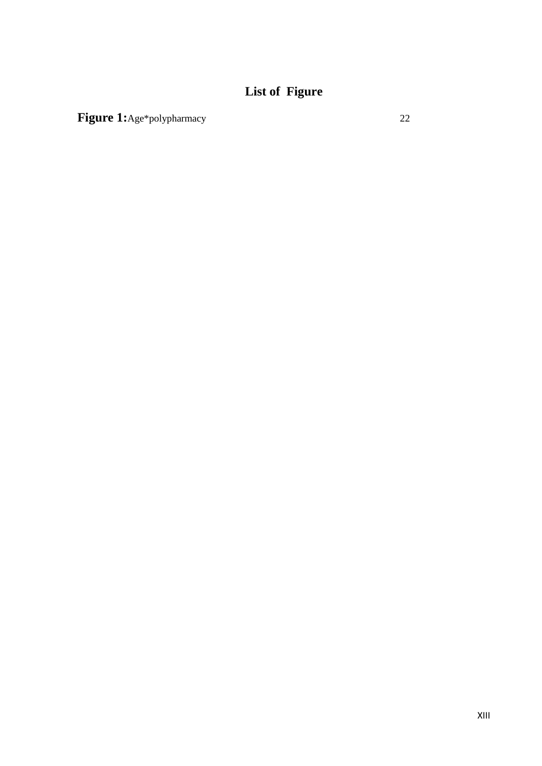# List of Figure

**Figure 1:**Age*polypharmacy 22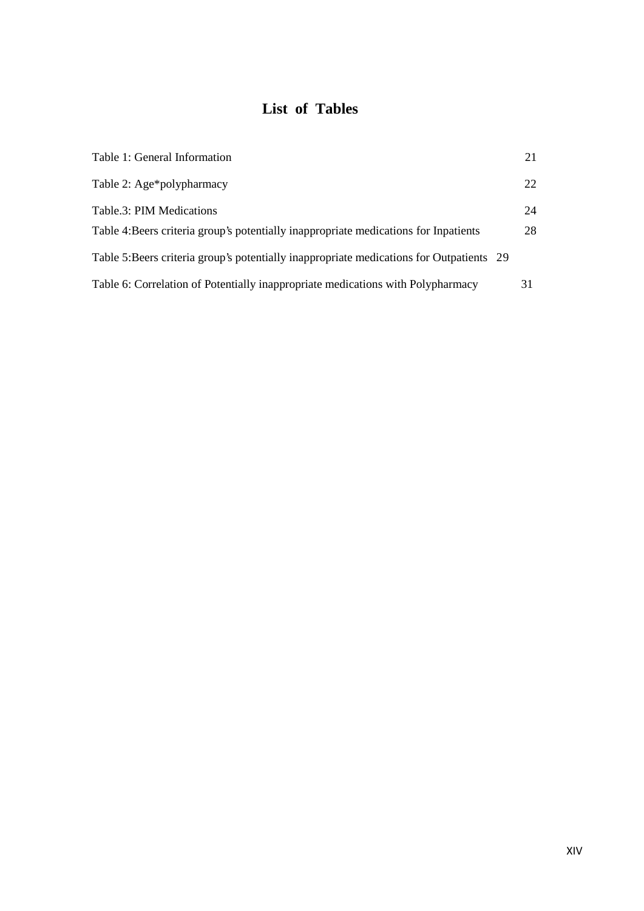# List of Tables

| | |
|---|---|
| Table 1: General Information | 21 |
| Table 2: Age*polypharmacy | 22 |
| Table.3: PIM Medications | 24 |
| Table 4:Beers criteria group's potentially inappropriate medications for Inpatients | 28 |
| Table 5:Beers criteria group's potentially inappropriate medications for Outpatients | 29 |
| Table 6: Correlation of Potentially inappropriate medications with Polypharmacy | 31 |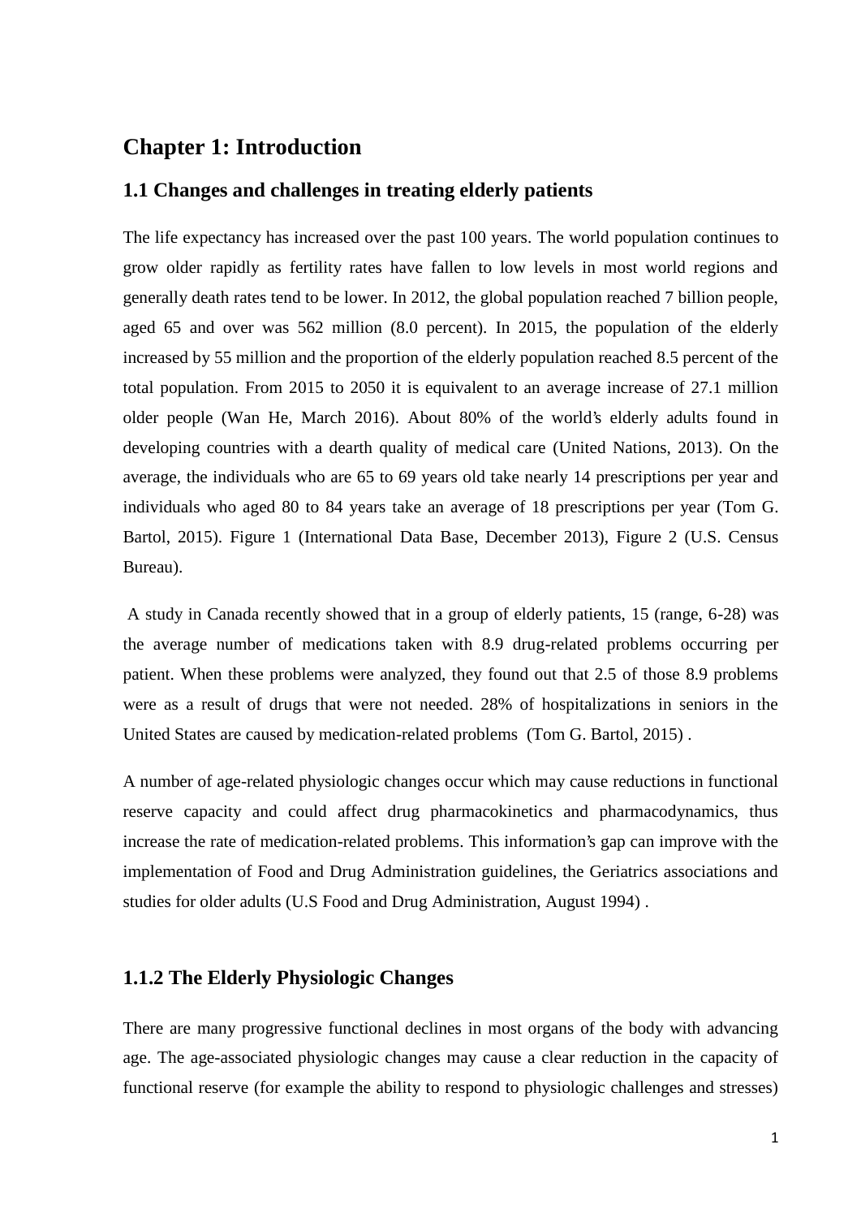# Chapter 1: Introduction

## 1.1 Changes and challenges in treating elderly patients

The life expectancy has increased over the past 100 years. The world population continues to grow older rapidly as fertility rates have fallen to low levels in most world regions and generally death rates tend to be lower. In 2012, the global population reached 7 billion people, aged 65 and over was 562 million (8.0 percent). In 2015, the population of the elderly increased by 55 million and the proportion of the elderly population reached 8.5 percent of the total population. From 2015 to 2050 it is equivalent to an average increase of 27.1 million older people (Wan He, March 2016). About 80% of the world's elderly adults found in developing countries with a dearth quality of medical care (United Nations, 2013). On the average, the individuals who are 65 to 69 years old take nearly 14 prescriptions per year and individuals who aged 80 to 84 years take an average of 18 prescriptions per year (Tom G. Bartol, 2015). Figure 1 (International Data Base, December 2013), Figure 2 (U.S. Census Bureau).

A study in Canada recently showed that in a group of elderly patients, 15 (range, 6-28) was the average number of medications taken with 8.9 drug-related problems occurring per patient. When these problems were analyzed, they found out that 2.5 of those 8.9 problems were as a result of drugs that were not needed. 28% of hospitalizations in seniors in the United States are caused by medication-related problems (Tom G. Bartol, 2015) .

A number of age-related physiologic changes occur which may cause reductions in functional reserve capacity and could affect drug pharmacokinetics and pharmacodynamics, thus increase the rate of medication-related problems. This information's gap can improve with the implementation of Food and Drug Administration guidelines, the Geriatrics associations and studies for older adults (U.S Food and Drug Administration, August 1994) .

### 1.1.2 The Elderly Physiologic Changes

There are many progressive functional declines in most organs of the body with advancing age. The age-associated physiologic changes may cause a clear reduction in the capacity of functional reserve (for example the ability to respond to physiologic challenges and stresses)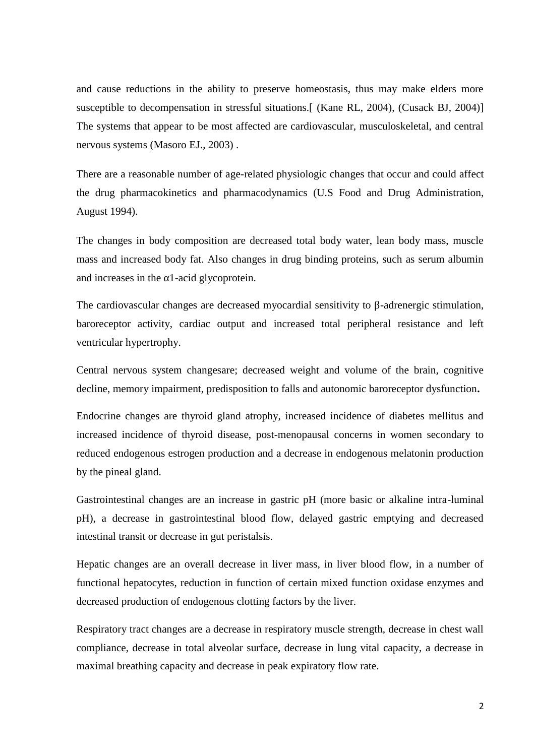and cause reductions in the ability to preserve homeostasis, thus may make elders more susceptible to decompensation in stressful situations.[ (Kane RL, 2004), (Cusack BJ, 2004)] The systems that appear to be most affected are cardiovascular, musculoskeletal, and central nervous systems (Masoro EJ., 2003) .

There are a reasonable number of age-related physiologic changes that occur and could affect the drug pharmacokinetics and pharmacodynamics (U.S Food and Drug Administration, August 1994).

The changes in body composition are decreased total body water, lean body mass, muscle mass and increased body fat. Also changes in drug binding proteins, such as serum albumin and increases in the α1-acid glycoprotein.

The cardiovascular changes are decreased myocardial sensitivity to β-adrenergic stimulation, baroreceptor activity, cardiac output and increased total peripheral resistance and left ventricular hypertrophy.

Central nervous system changesare; decreased weight and volume of the brain, cognitive decline, memory impairment, predisposition to falls and autonomic baroreceptor dysfunction**.**

Endocrine changes are thyroid gland atrophy, increased incidence of diabetes mellitus and increased incidence of thyroid disease, post-menopausal concerns in women secondary to reduced endogenous estrogen production and a decrease in endogenous melatonin production by the pineal gland.

Gastrointestinal changes are an increase in gastric pH (more basic or alkaline intra-luminal pH), a decrease in gastrointestinal blood flow, delayed gastric emptying and decreased intestinal transit or decrease in gut peristalsis.

Hepatic changes are an overall decrease in liver mass, in liver blood flow, in a number of functional hepatocytes, reduction in function of certain mixed function oxidase enzymes and decreased production of endogenous clotting factors by the liver.

Respiratory tract changes are a decrease in respiratory muscle strength, decrease in chest wall compliance, decrease in total alveolar surface, decrease in lung vital capacity, a decrease in maximal breathing capacity and decrease in peak expiratory flow rate.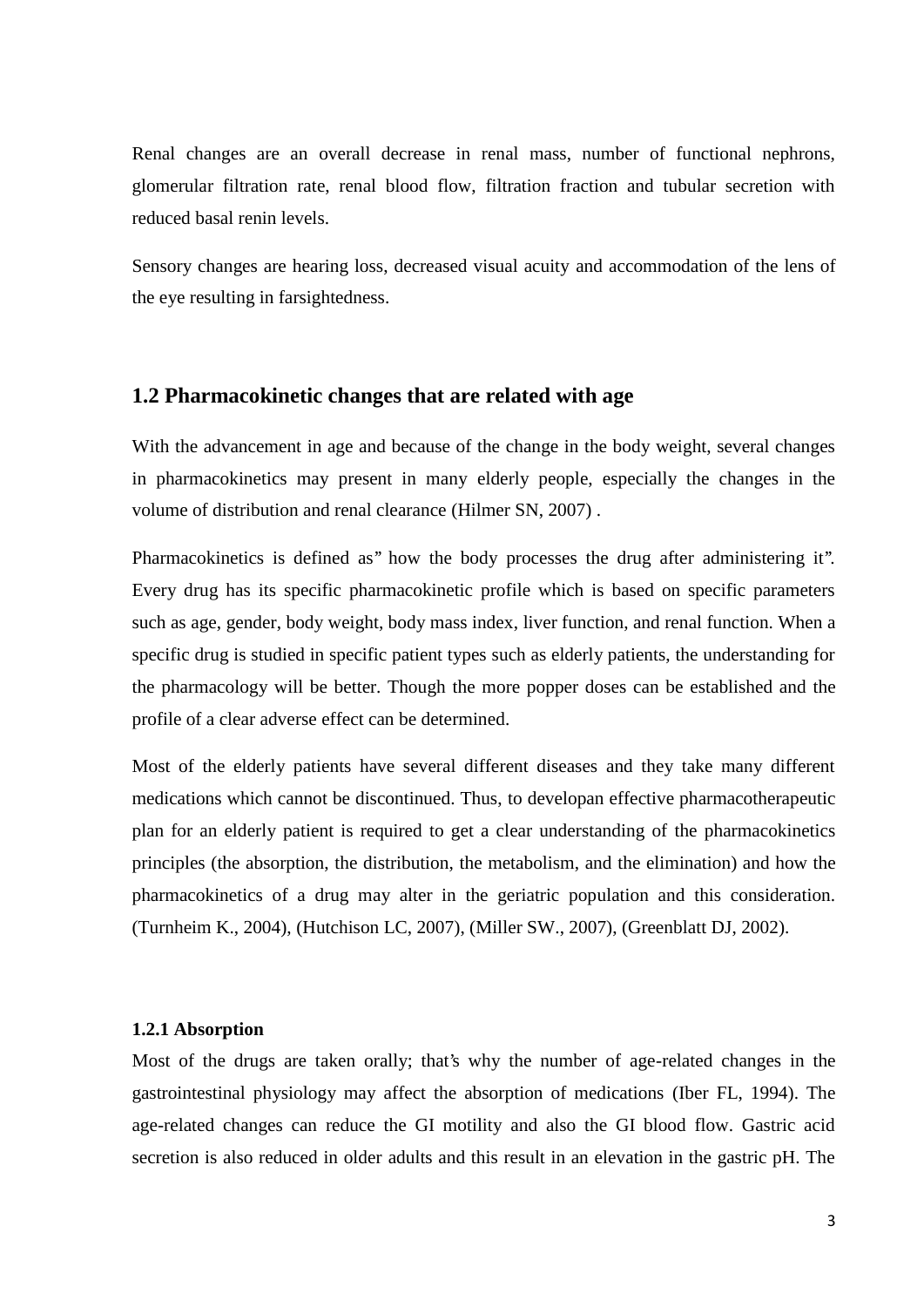Renal changes are an overall decrease in renal mass, number of functional nephrons, glomerular filtration rate, renal blood flow, filtration fraction and tubular secretion with reduced basal renin levels.

Sensory changes are hearing loss, decreased visual acuity and accommodation of the lens of the eye resulting in farsightedness.

## 1.2 Pharmacokinetic changes that are related with age

With the advancement in age and because of the change in the body weight, several changes in pharmacokinetics may present in many elderly people, especially the changes in the volume of distribution and renal clearance (Hilmer SN, 2007) .

Pharmacokinetics is defined as" how the body processes the drug after administering it". Every drug has its specific pharmacokinetic profile which is based on specific parameters such as age, gender, body weight, body mass index, liver function, and renal function. When a specific drug is studied in specific patient types such as elderly patients, the understanding for the pharmacology will be better. Though the more popper doses can be established and the profile of a clear adverse effect can be determined.

Most of the elderly patients have several different diseases and they take many different medications which cannot be discontinued. Thus, to developan effective pharmacotherapeutic plan for an elderly patient is required to get a clear understanding of the pharmacokinetics principles (the absorption, the distribution, the metabolism, and the elimination) and how the pharmacokinetics of a drug may alter in the geriatric population and this consideration. (Turnheim K., 2004), (Hutchison LC, 2007), (Miller SW., 2007), (Greenblatt DJ, 2002).

### 1.2.1 Absorption

Most of the drugs are taken orally; that's why the number of age-related changes in the gastrointestinal physiology may affect the absorption of medications (Iber FL, 1994). The age-related changes can reduce the GI motility and also the GI blood flow. Gastric acid secretion is also reduced in older adults and this result in an elevation in the gastric pH. The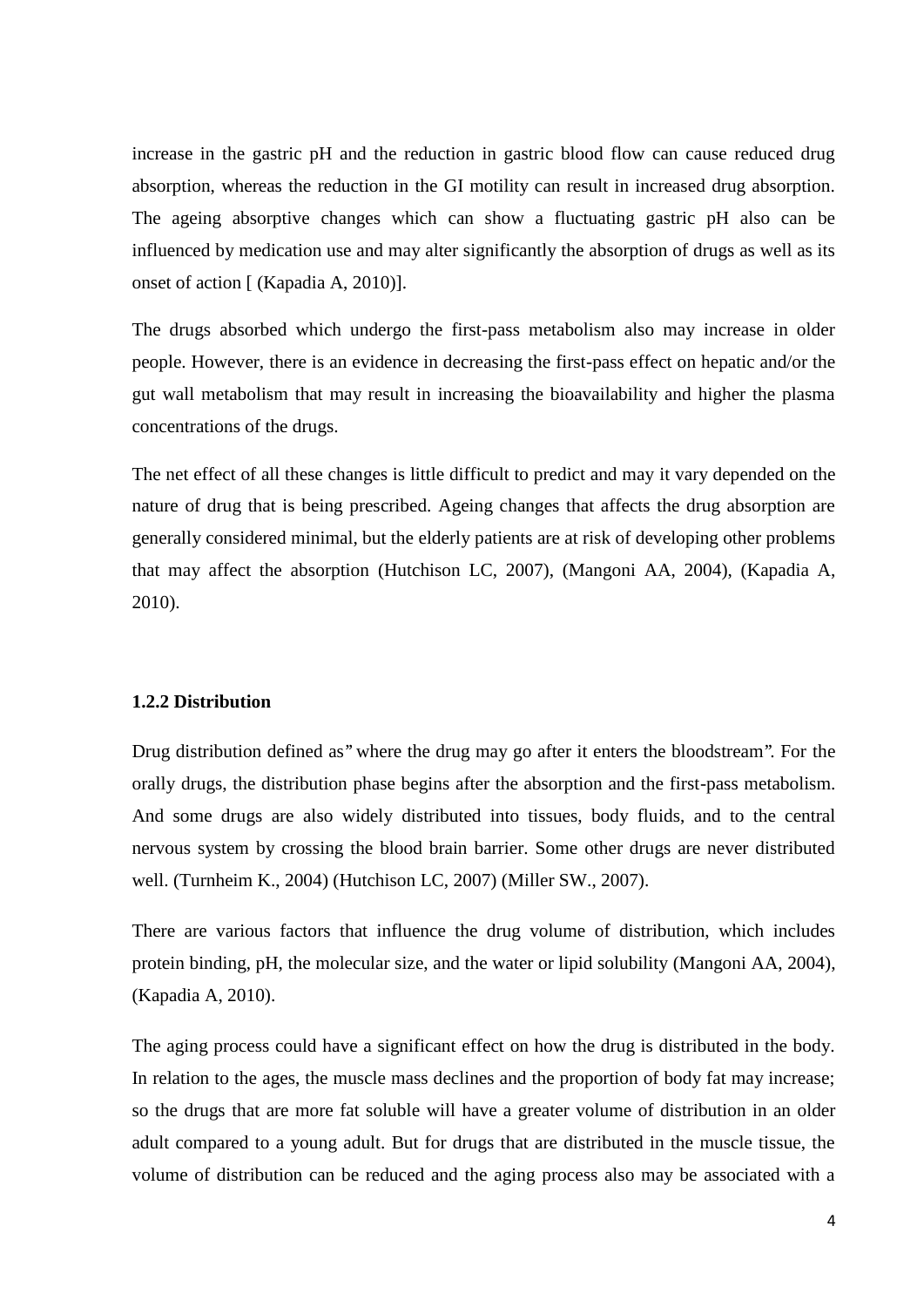increase in the gastric pH and the reduction in gastric blood flow can cause reduced drug absorption, whereas the reduction in the GI motility can result in increased drug absorption. The ageing absorptive changes which can show a fluctuating gastric pH also can be influenced by medication use and may alter significantly the absorption of drugs as well as its onset of action [ (Kapadia A, 2010)].

The drugs absorbed which undergo the first-pass metabolism also may increase in older people. However, there is an evidence in decreasing the first-pass effect on hepatic and/or the gut wall metabolism that may result in increasing the bioavailability and higher the plasma concentrations of the drugs.

The net effect of all these changes is little difficult to predict and may it vary depended on the nature of drug that is being prescribed. Ageing changes that affects the drug absorption are generally considered minimal, but the elderly patients are at risk of developing other problems that may affect the absorption (Hutchison LC, 2007), (Mangoni AA, 2004), (Kapadia A, 2010).

### 1.2.2 Distribution

Drug distribution defined as" where the drug may go after it enters the bloodstream". For the orally drugs, the distribution phase begins after the absorption and the first-pass metabolism. And some drugs are also widely distributed into tissues, body fluids, and to the central nervous system by crossing the blood brain barrier. Some other drugs are never distributed well. (Turnheim K., 2004) (Hutchison LC, 2007) (Miller SW., 2007).

There are various factors that influence the drug volume of distribution, which includes protein binding, pH, the molecular size, and the water or lipid solubility (Mangoni AA, 2004), (Kapadia A, 2010).

The aging process could have a significant effect on how the drug is distributed in the body. In relation to the ages, the muscle mass declines and the proportion of body fat may increase; so the drugs that are more fat soluble will have a greater volume of distribution in an older adult compared to a young adult. But for drugs that are distributed in the muscle tissue, the volume of distribution can be reduced and the aging process also may be associated with a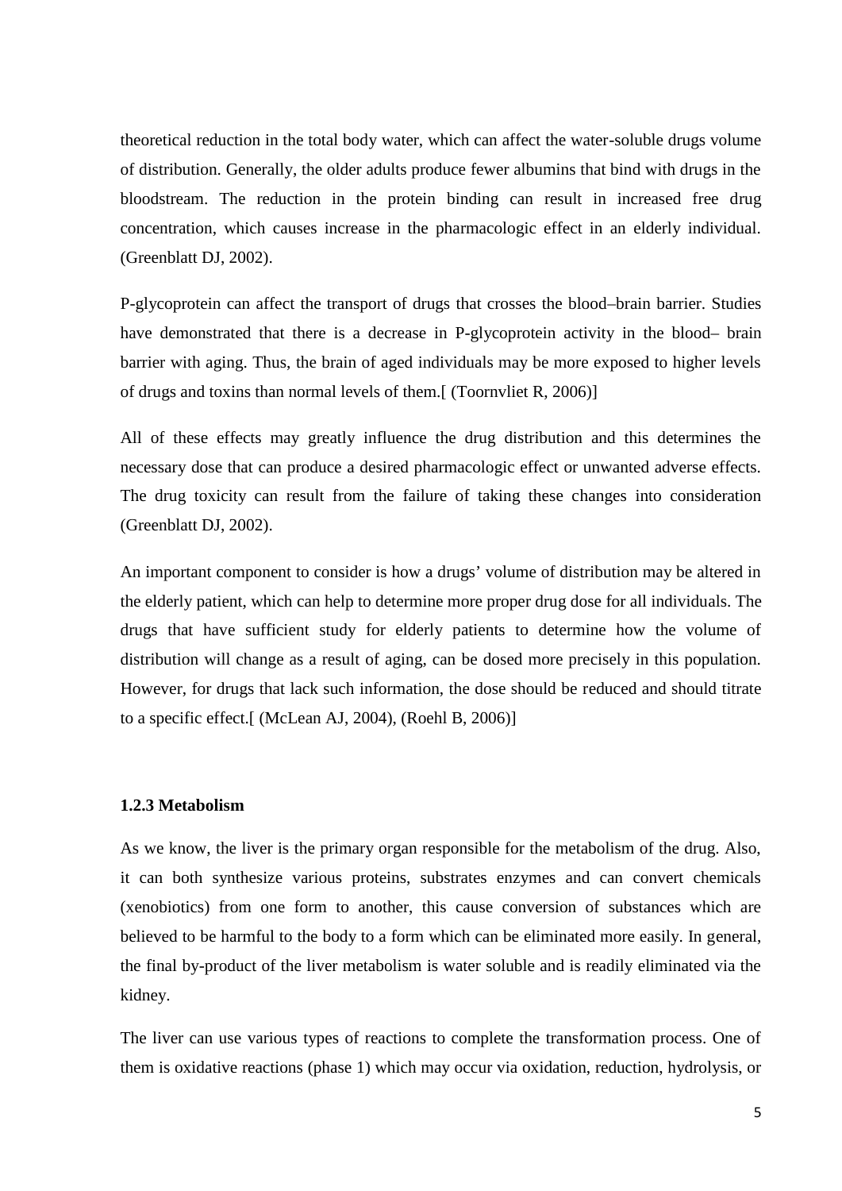theoretical reduction in the total body water, which can affect the water-soluble drugs volume of distribution. Generally, the older adults produce fewer albumins that bind with drugs in the bloodstream. The reduction in the protein binding can result in increased free drug concentration, which causes increase in the pharmacologic effect in an elderly individual. (Greenblatt DJ, 2002).

P-glycoprotein can affect the transport of drugs that crosses the blood–brain barrier. Studies have demonstrated that there is a decrease in P-glycoprotein activity in the blood– brain barrier with aging. Thus, the brain of aged individuals may be more exposed to higher levels of drugs and toxins than normal levels of them.[ (Toornvliet R, 2006)]

All of these effects may greatly influence the drug distribution and this determines the necessary dose that can produce a desired pharmacologic effect or unwanted adverse effects. The drug toxicity can result from the failure of taking these changes into consideration (Greenblatt DJ, 2002).

An important component to consider is how a drugs' volume of distribution may be altered in the elderly patient, which can help to determine more proper drug dose for all individuals. The drugs that have sufficient study for elderly patients to determine how the volume of distribution will change as a result of aging, can be dosed more precisely in this population. However, for drugs that lack such information, the dose should be reduced and should titrate to a specific effect.[ (McLean AJ, 2004), (Roehl B, 2006)]

### 1.2.3 Metabolism

As we know, the liver is the primary organ responsible for the metabolism of the drug. Also, it can both synthesize various proteins, substrates enzymes and can convert chemicals (xenobiotics) from one form to another, this cause conversion of substances which are believed to be harmful to the body to a form which can be eliminated more easily. In general, the final by-product of the liver metabolism is water soluble and is readily eliminated via the kidney.

The liver can use various types of reactions to complete the transformation process. One of them is oxidative reactions (phase 1) which may occur via oxidation, reduction, hydrolysis, or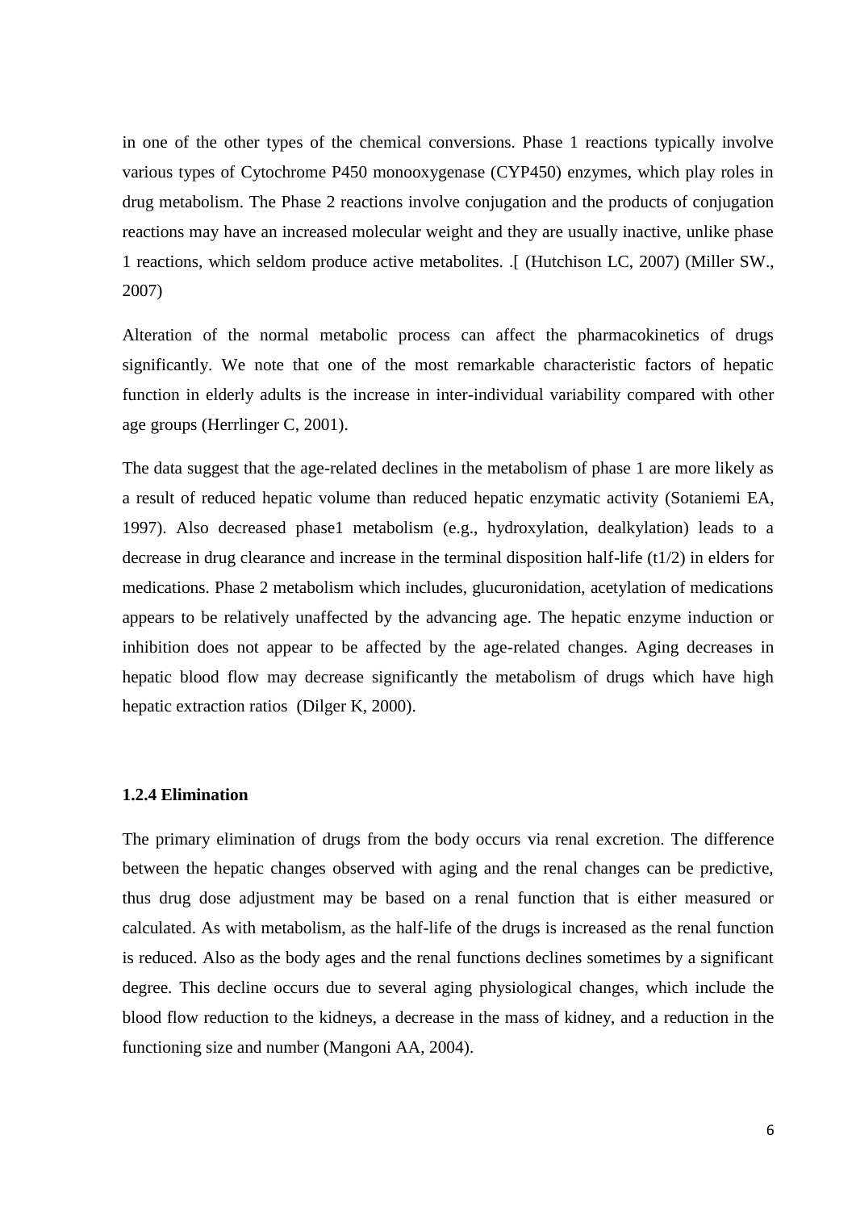in one of the other types of the chemical conversions. Phase 1 reactions typically involve various types of Cytochrome P450 monooxygenase (CYP450) enzymes, which play roles in drug metabolism. The Phase 2 reactions involve conjugation and the products of conjugation reactions may have an increased molecular weight and they are usually inactive, unlike phase 1 reactions, which seldom produce active metabolites. .[ (Hutchison LC, 2007) (Miller SW., 2007)

Alteration of the normal metabolic process can affect the pharmacokinetics of drugs significantly. We note that one of the most remarkable characteristic factors of hepatic function in elderly adults is the increase in inter-individual variability compared with other age groups (Herrlinger C, 2001).

The data suggest that the age-related declines in the metabolism of phase 1 are more likely as a result of reduced hepatic volume than reduced hepatic enzymatic activity (Sotaniemi EA, 1997). Also decreased phase1 metabolism (e.g., hydroxylation, dealkylation) leads to a decrease in drug clearance and increase in the terminal disposition half-life ($t1/2$) in elders for medications. Phase 2 metabolism which includes, glucuronidation, acetylation of medications appears to be relatively unaffected by the advancing age. The hepatic enzyme induction or inhibition does not appear to be affected by the age-related changes. Aging decreases in hepatic blood flow may decrease significantly the metabolism of drugs which have high hepatic extraction ratios (Dilger K, 2000).

### 1.2.4 Elimination

The primary elimination of drugs from the body occurs via renal excretion. The difference between the hepatic changes observed with aging and the renal changes can be predictive, thus drug dose adjustment may be based on a renal function that is either measured or calculated. As with metabolism, as the half-life of the drugs is increased as the renal function is reduced. Also as the body ages and the renal functions declines sometimes by a significant degree. This decline occurs due to several aging physiological changes, which include the blood flow reduction to the kidneys, a decrease in the mass of kidney, and a reduction in the functioning size and number (Mangoni AA, 2004).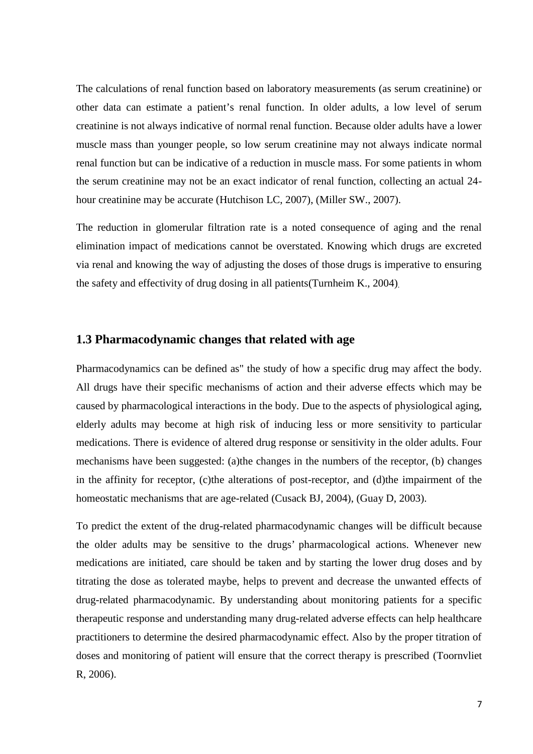The calculations of renal function based on laboratory measurements (as serum creatinine) or other data can estimate a patient's renal function. In older adults, a low level of serum creatinine is not always indicative of normal renal function. Because older adults have a lower muscle mass than younger people, so low serum creatinine may not always indicate normal renal function but can be indicative of a reduction in muscle mass. For some patients in whom the serum creatinine may not be an exact indicator of renal function, collecting an actual 24-hour creatinine may be accurate (Hutchison LC, 2007), (Miller SW., 2007).

The reduction in glomerular filtration rate is a noted consequence of aging and the renal elimination impact of medications cannot be overstated. Knowing which drugs are excreted via renal and knowing the way of adjusting the doses of those drugs is imperative to ensuring the safety and effectivity of drug dosing in all patients(Turnheim K., 2004).

## 1.3 Pharmacodynamic changes that related with age

Pharmacodynamics can be defined as" the study of how a specific drug may affect the body. All drugs have their specific mechanisms of action and their adverse effects which may be caused by pharmacological interactions in the body. Due to the aspects of physiological aging, elderly adults may become at high risk of inducing less or more sensitivity to particular medications. There is evidence of altered drug response or sensitivity in the older adults. Four mechanisms have been suggested: (a)the changes in the numbers of the receptor, (b) changes in the affinity for receptor, (c)the alterations of post-receptor, and (d)the impairment of the homeostatic mechanisms that are age-related (Cusack BJ, 2004), (Guay D, 2003).

To predict the extent of the drug-related pharmacodynamic changes will be difficult because the older adults may be sensitive to the drugs' pharmacological actions. Whenever new medications are initiated, care should be taken and by starting the lower drug doses and by titrating the dose as tolerated maybe, helps to prevent and decrease the unwanted effects of drug-related pharmacodynamic. By understanding about monitoring patients for a specific therapeutic response and understanding many drug-related adverse effects can help healthcare practitioners to determine the desired pharmacodynamic effect. Also by the proper titration of doses and monitoring of patient will ensure that the correct therapy is prescribed (Toornvliet R, 2006).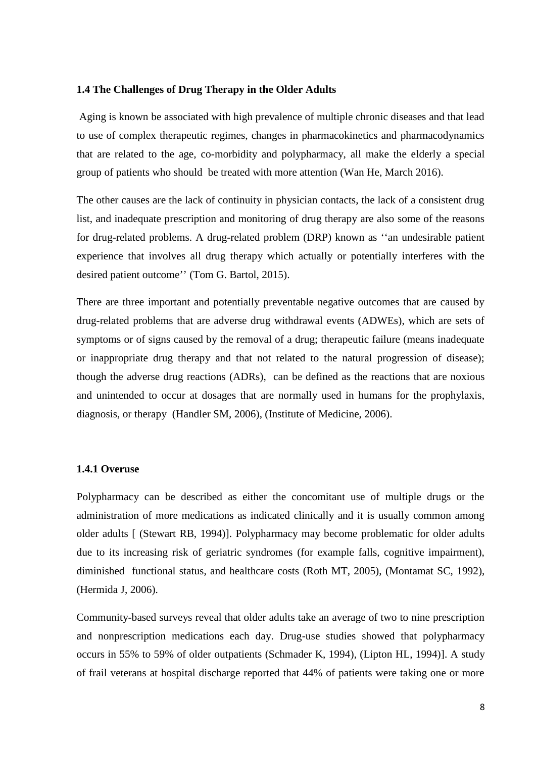### 1.4 The Challenges of Drug Therapy in the Older Adults

Aging is known be associated with high prevalence of multiple chronic diseases and that lead to use of complex therapeutic regimes, changes in pharmacokinetics and pharmacodynamics that are related to the age, co-morbidity and polypharmacy, all make the elderly a special group of patients who should be treated with more attention (Wan He, March 2016).

The other causes are the lack of continuity in physician contacts, the lack of a consistent drug list, and inadequate prescription and monitoring of drug therapy are also some of the reasons for drug-related problems. A drug-related problem (DRP) known as ''an undesirable patient experience that involves all drug therapy which actually or potentially interferes with the desired patient outcome'' (Tom G. Bartol, 2015).

There are three important and potentially preventable negative outcomes that are caused by drug-related problems that are adverse drug withdrawal events (ADWEs), which are sets of symptoms or of signs caused by the removal of a drug; therapeutic failure (means inadequate or inappropriate drug therapy and that not related to the natural progression of disease); though the adverse drug reactions (ADRs), can be defined as the reactions that are noxious and unintended to occur at dosages that are normally used in humans for the prophylaxis, diagnosis, or therapy (Handler SM, 2006), (Institute of Medicine, 2006).

#### 1.4.1 Overuse

Polypharmacy can be described as either the concomitant use of multiple drugs or the administration of more medications as indicated clinically and it is usually common among older adults [ (Stewart RB, 1994)]. Polypharmacy may become problematic for older adults due to its increasing risk of geriatric syndromes (for example falls, cognitive impairment), diminished functional status, and healthcare costs (Roth MT, 2005), (Montamat SC, 1992), (Hermida J, 2006).

Community-based surveys reveal that older adults take an average of two to nine prescription and nonprescription medications each day. Drug-use studies showed that polypharmacy occurs in 55% to 59% of older outpatients (Schmader K, 1994), (Lipton HL, 1994)]. A study of frail veterans at hospital discharge reported that 44% of patients were taking one or more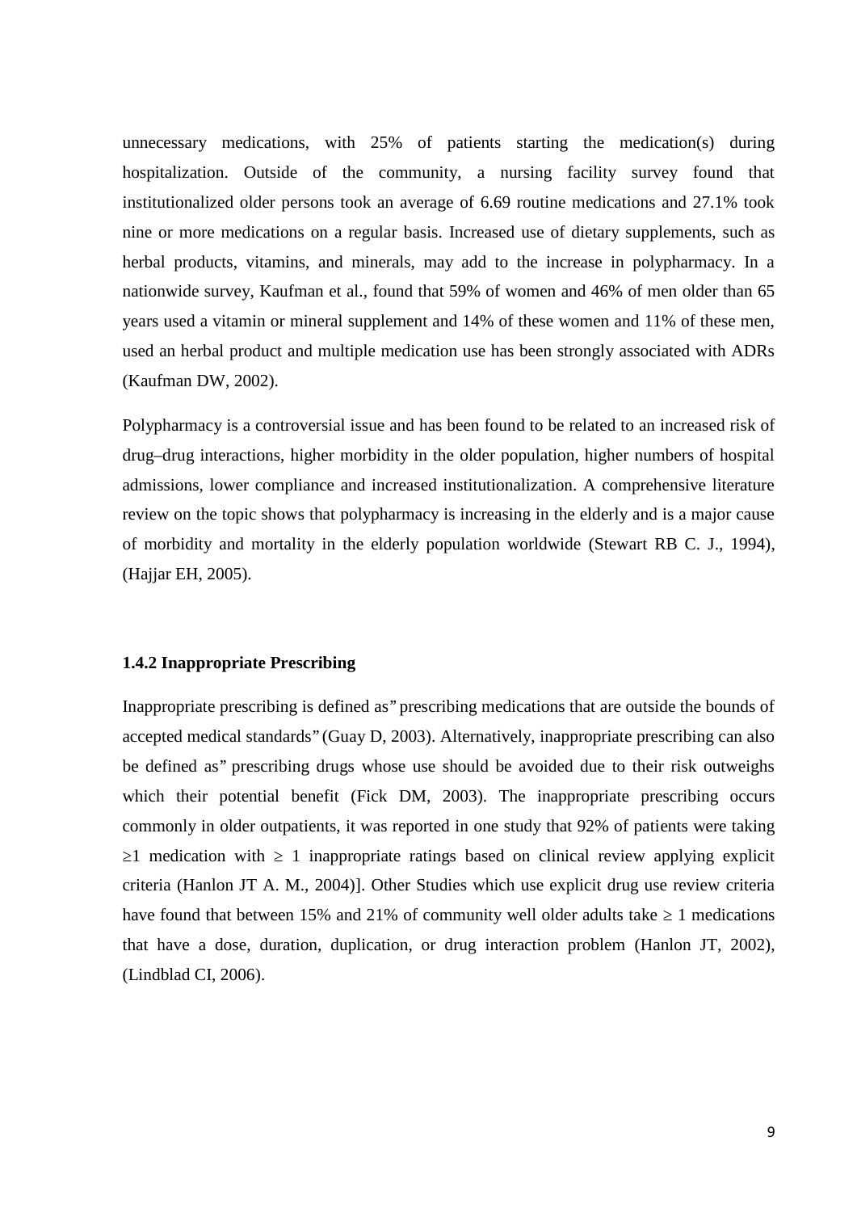unnecessary medications, with 25% of patients starting the medication(s) during hospitalization. Outside of the community, a nursing facility survey found that institutionalized older persons took an average of 6.69 routine medications and 27.1% took nine or more medications on a regular basis. Increased use of dietary supplements, such as herbal products, vitamins, and minerals, may add to the increase in polypharmacy. In a nationwide survey, Kaufman et al., found that 59% of women and 46% of men older than 65 years used a vitamin or mineral supplement and 14% of these women and 11% of these men, used an herbal product and multiple medication use has been strongly associated with ADRs (Kaufman DW, 2002).

Polypharmacy is a controversial issue and has been found to be related to an increased risk of drug–drug interactions, higher morbidity in the older population, higher numbers of hospital admissions, lower compliance and increased institutionalization. A comprehensive literature review on the topic shows that polypharmacy is increasing in the elderly and is a major cause of morbidity and mortality in the elderly population worldwide (Stewart RB C. J., 1994), (Hajjar EH, 2005).

### 1.4.2 Inappropriate Prescribing

Inappropriate prescribing is defined as" prescribing medications that are outside the bounds of accepted medical standards" (Guay D, 2003). Alternatively, inappropriate prescribing can also be defined as" prescribing drugs whose use should be avoided due to their risk outweighs which their potential benefit (Fick DM, 2003). The inappropriate prescribing occurs commonly in older outpatients, it was reported in one study that 92% of patients were taking ≥1 medication with ≥ 1 inappropriate ratings based on clinical review applying explicit criteria (Hanlon JT A. M., 2004)]. Other Studies which use explicit drug use review criteria have found that between 15% and 21% of community well older adults take ≥ 1 medications that have a dose, duration, duplication, or drug interaction problem (Hanlon JT, 2002), (Lindblad CI, 2006).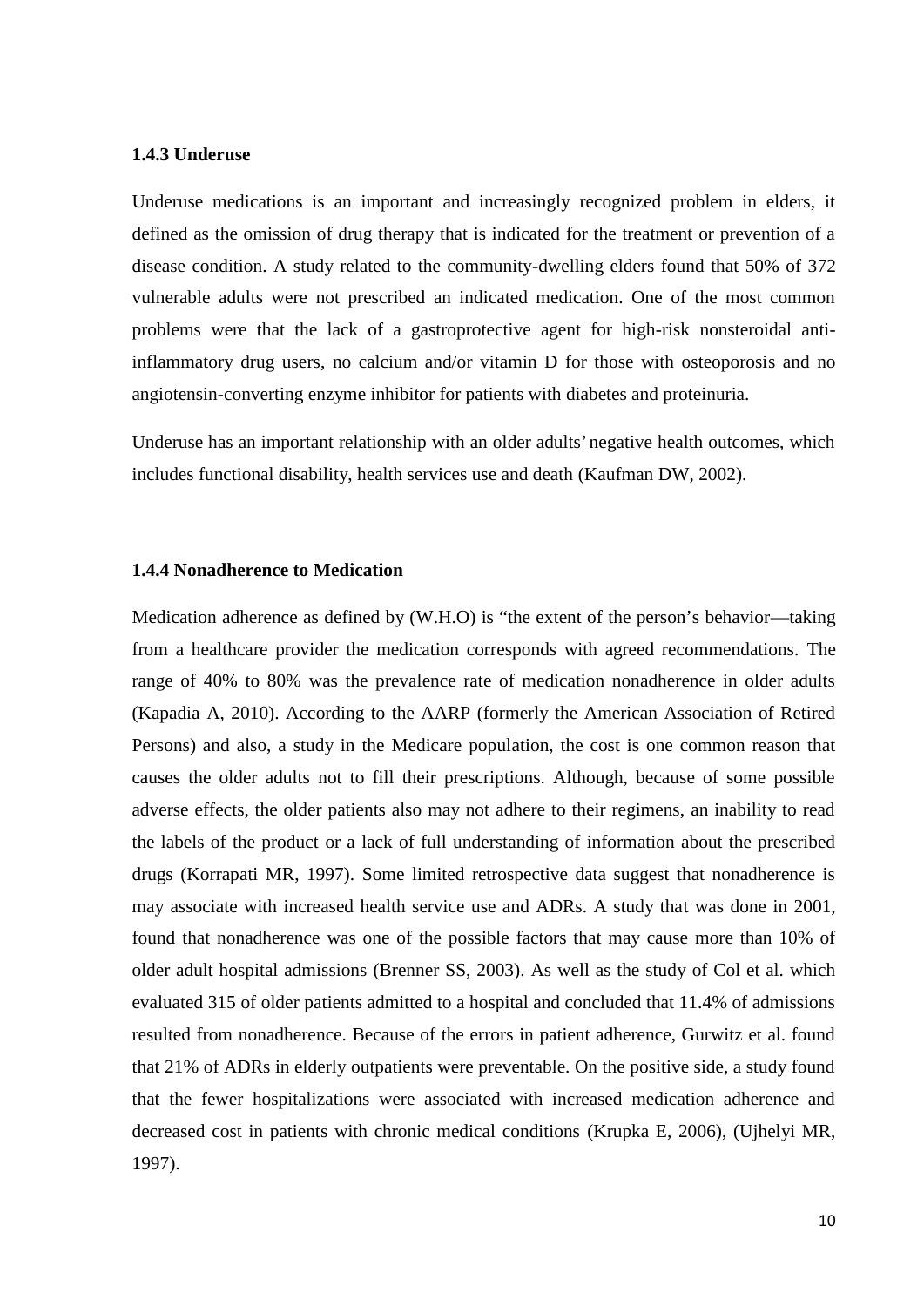### 1.4.3 Underuse

Underuse medications is an important and increasingly recognized problem in elders, it defined as the omission of drug therapy that is indicated for the treatment or prevention of a disease condition. A study related to the community-dwelling elders found that 50% of 372 vulnerable adults were not prescribed an indicated medication. One of the most common problems were that the lack of a gastroprotective agent for high-risk nonsteroidal anti-inflammatory drug users, no calcium and/or vitamin D for those with osteoporosis and no angiotensin-converting enzyme inhibitor for patients with diabetes and proteinuria.

Underuse has an important relationship with an older adults' negative health outcomes, which includes functional disability, health services use and death (Kaufman DW, 2002).

### 1.4.4 Nonadherence to Medication

Medication adherence as defined by (W.H.O) is "the extent of the person's behavior—taking from a healthcare provider the medication corresponds with agreed recommendations. The range of 40% to 80% was the prevalence rate of medication nonadherence in older adults (Kapadia A, 2010). According to the AARP (formerly the American Association of Retired Persons) and also, a study in the Medicare population, the cost is one common reason that causes the older adults not to fill their prescriptions. Although, because of some possible adverse effects, the older patients also may not adhere to their regimens, an inability to read the labels of the product or a lack of full understanding of information about the prescribed drugs (Korrapati MR, 1997). Some limited retrospective data suggest that nonadherence is may associate with increased health service use and ADRs. A study that was done in 2001, found that nonadherence was one of the possible factors that may cause more than 10% of older adult hospital admissions (Brenner SS, 2003). As well as the study of Col et al. which evaluated 315 of older patients admitted to a hospital and concluded that 11.4% of admissions resulted from nonadherence. Because of the errors in patient adherence, Gurwitz et al. found that 21% of ADRs in elderly outpatients were preventable. On the positive side, a study found that the fewer hospitalizations were associated with increased medication adherence and decreased cost in patients with chronic medical conditions (Krupka E, 2006), (Ujhelyi MR, 1997).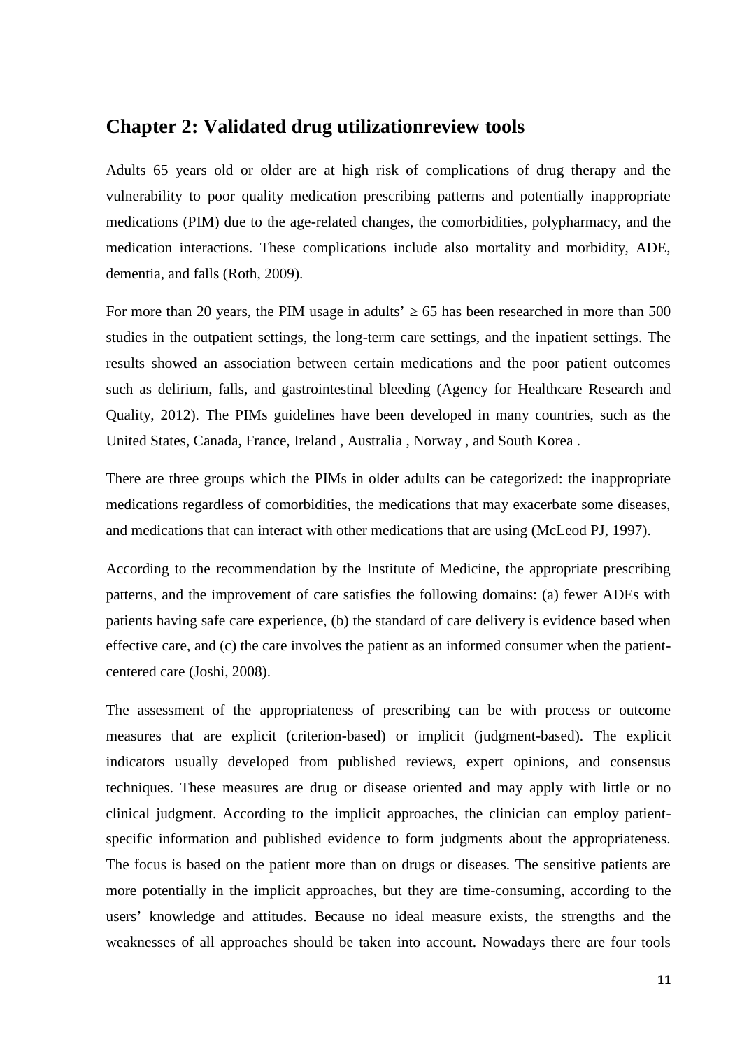## Chapter 2: Validated drug utilizationreview tools

Adults 65 years old or older are at high risk of complications of drug therapy and the vulnerability to poor quality medication prescribing patterns and potentially inappropriate medications (PIM) due to the age-related changes, the comorbidities, polypharmacy, and the medication interactions. These complications include also mortality and morbidity, ADE, dementia, and falls (Roth, 2009).

For more than 20 years, the PIM usage in adults' ≥ 65 has been researched in more than 500 studies in the outpatient settings, the long-term care settings, and the inpatient settings. The results showed an association between certain medications and the poor patient outcomes such as delirium, falls, and gastrointestinal bleeding (Agency for Healthcare Research and Quality, 2012). The PIMs guidelines have been developed in many countries, such as the United States, Canada, France, Ireland , Australia , Norway , and South Korea .

There are three groups which the PIMs in older adults can be categorized: the inappropriate medications regardless of comorbidities, the medications that may exacerbate some diseases, and medications that can interact with other medications that are using (McLeod PJ, 1997).

According to the recommendation by the Institute of Medicine, the appropriate prescribing patterns, and the improvement of care satisfies the following domains: (a) fewer ADEs with patients having safe care experience, (b) the standard of care delivery is evidence based when effective care, and (c) the care involves the patient as an informed consumer when the patient-centered care (Joshi, 2008).

The assessment of the appropriateness of prescribing can be with process or outcome measures that are explicit (criterion-based) or implicit (judgment-based). The explicit indicators usually developed from published reviews, expert opinions, and consensus techniques. These measures are drug or disease oriented and may apply with little or no clinical judgment. According to the implicit approaches, the clinician can employ patient-specific information and published evidence to form judgments about the appropriateness. The focus is based on the patient more than on drugs or diseases. The sensitive patients are more potentially in the implicit approaches, but they are time-consuming, according to the users' knowledge and attitudes. Because no ideal measure exists, the strengths and the weaknesses of all approaches should be taken into account. Nowadays there are four tools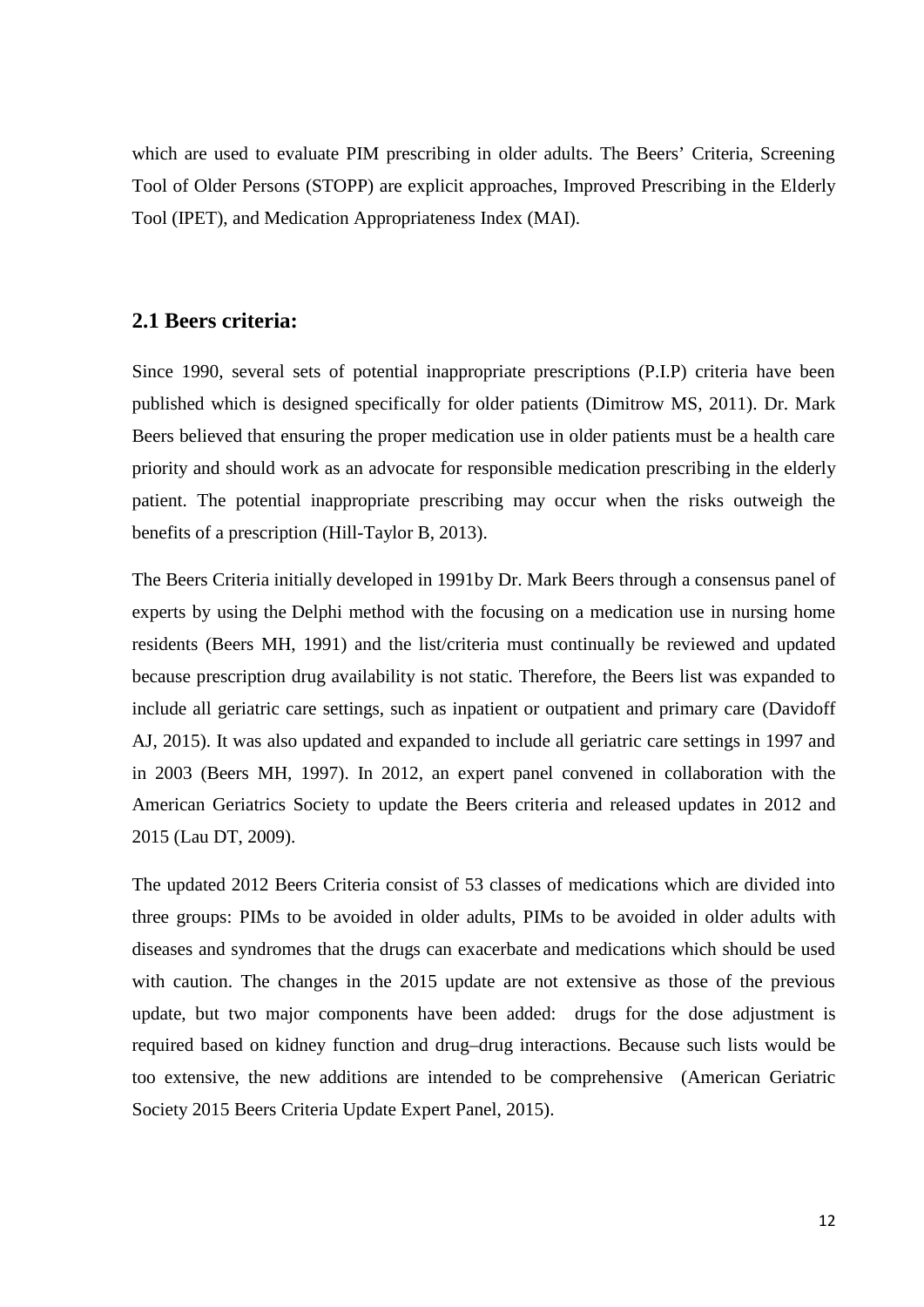which are used to evaluate PIM prescribing in older adults. The Beers' Criteria, Screening Tool of Older Persons (STOPP) are explicit approaches, Improved Prescribing in the Elderly Tool (IPET), and Medication Appropriateness Index (MAI).

## 2.1 Beers criteria:

Since 1990, several sets of potential inappropriate prescriptions (P.I.P) criteria have been published which is designed specifically for older patients (Dimitrow MS, 2011). Dr. Mark Beers believed that ensuring the proper medication use in older patients must be a health care priority and should work as an advocate for responsible medication prescribing in the elderly patient. The potential inappropriate prescribing may occur when the risks outweigh the benefits of a prescription (Hill-Taylor B, 2013).

The Beers Criteria initially developed in 1991by Dr. Mark Beers through a consensus panel of experts by using the Delphi method with the focusing on a medication use in nursing home residents (Beers MH, 1991) and the list/criteria must continually be reviewed and updated because prescription drug availability is not static. Therefore, the Beers list was expanded to include all geriatric care settings, such as inpatient or outpatient and primary care (Davidoff AJ, 2015). It was also updated and expanded to include all geriatric care settings in 1997 and in 2003 (Beers MH, 1997). In 2012, an expert panel convened in collaboration with the American Geriatrics Society to update the Beers criteria and released updates in 2012 and 2015 (Lau DT, 2009).

The updated 2012 Beers Criteria consist of 53 classes of medications which are divided into three groups: PIMs to be avoided in older adults, PIMs to be avoided in older adults with diseases and syndromes that the drugs can exacerbate and medications which should be used with caution. The changes in the 2015 update are not extensive as those of the previous update, but two major components have been added: drugs for the dose adjustment is required based on kidney function and drug–drug interactions. Because such lists would be too extensive, the new additions are intended to be comprehensive (American Geriatric Society 2015 Beers Criteria Update Expert Panel, 2015).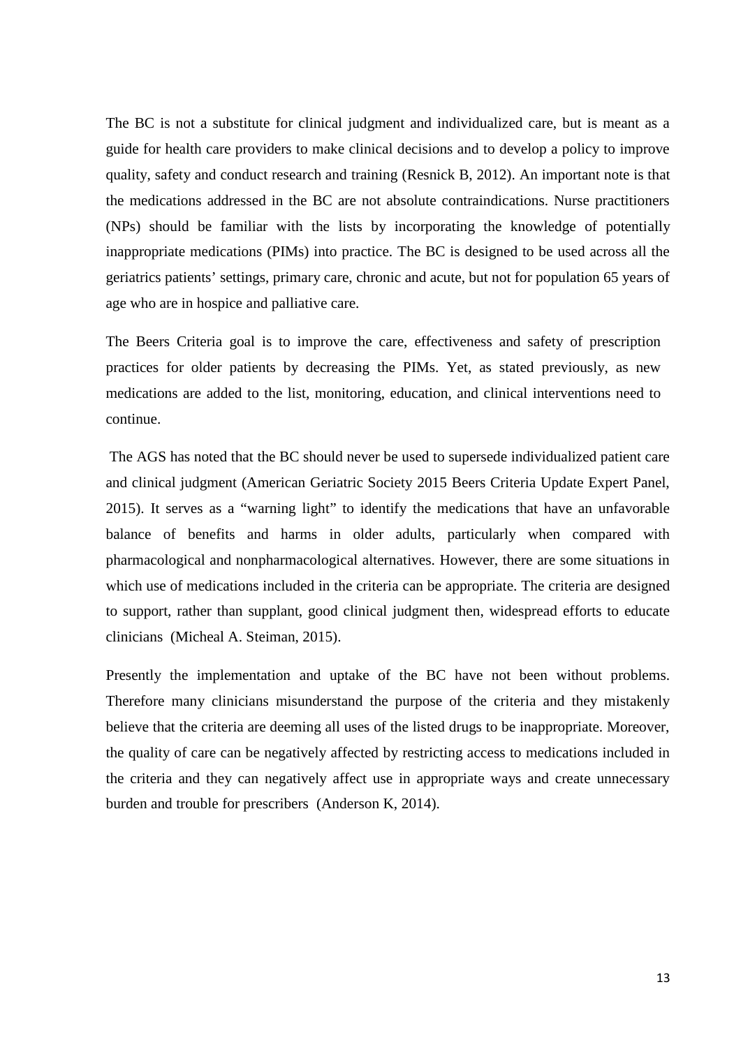The BC is not a substitute for clinical judgment and individualized care, but is meant as a guide for health care providers to make clinical decisions and to develop a policy to improve quality, safety and conduct research and training (Resnick B, 2012). An important note is that the medications addressed in the BC are not absolute contraindications. Nurse practitioners (NPs) should be familiar with the lists by incorporating the knowledge of potentially inappropriate medications (PIMs) into practice. The BC is designed to be used across all the geriatrics patients' settings, primary care, chronic and acute, but not for population 65 years of age who are in hospice and palliative care.

The Beers Criteria goal is to improve the care, effectiveness and safety of prescription practices for older patients by decreasing the PIMs. Yet, as stated previously, as new medications are added to the list, monitoring, education, and clinical interventions need to continue.

The AGS has noted that the BC should never be used to supersede individualized patient care and clinical judgment (American Geriatric Society 2015 Beers Criteria Update Expert Panel, 2015). It serves as a "warning light" to identify the medications that have an unfavorable balance of benefits and harms in older adults, particularly when compared with pharmacological and nonpharmacological alternatives. However, there are some situations in which use of medications included in the criteria can be appropriate. The criteria are designed to support, rather than supplant, good clinical judgment then, widespread efforts to educate clinicians (Micheal A. Steiman, 2015).

Presently the implementation and uptake of the BC have not been without problems. Therefore many clinicians misunderstand the purpose of the criteria and they mistakenly believe that the criteria are deeming all uses of the listed drugs to be inappropriate. Moreover, the quality of care can be negatively affected by restricting access to medications included in the criteria and they can negatively affect use in appropriate ways and create unnecessary burden and trouble for prescribers (Anderson K, 2014).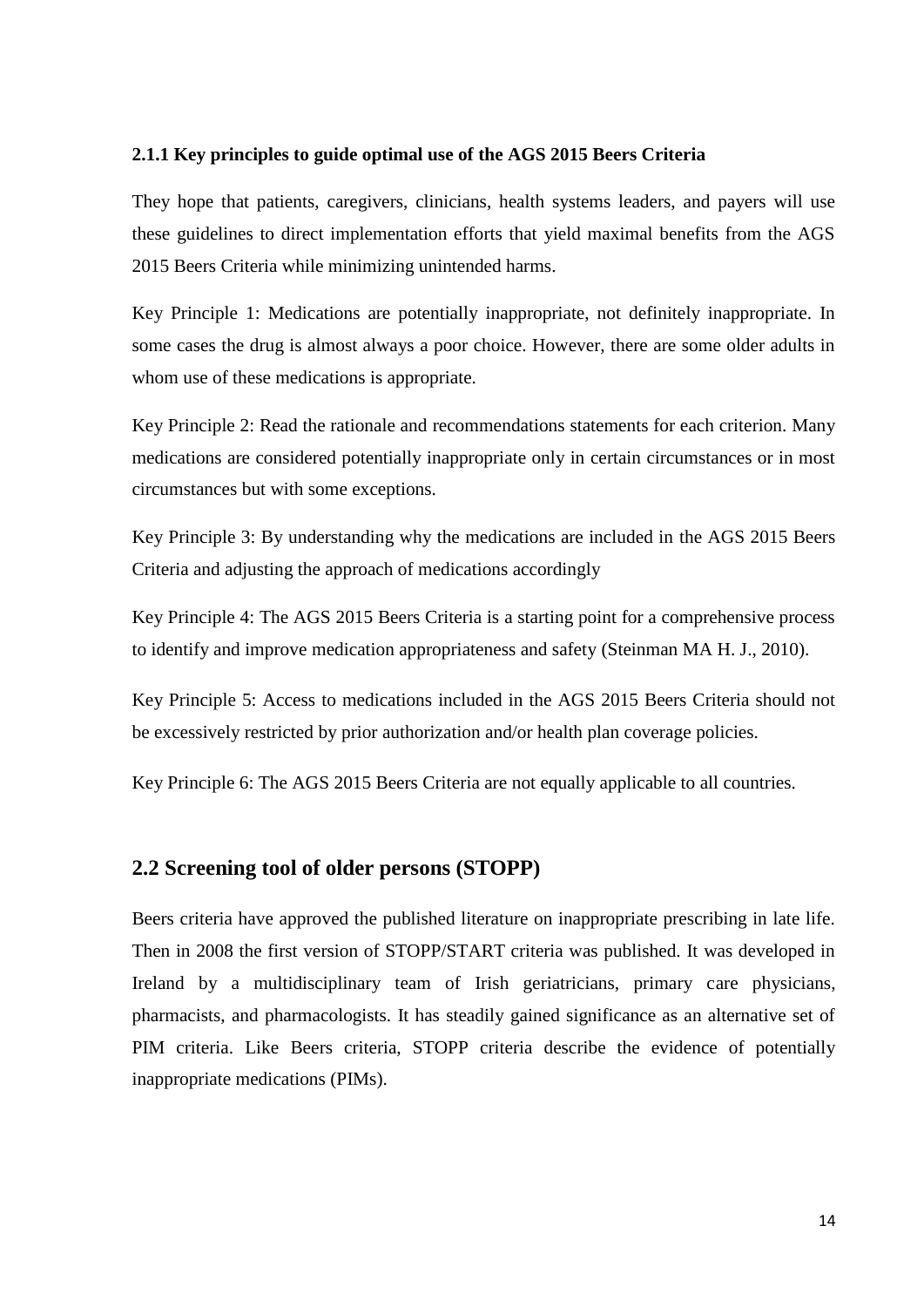### 2.1.1 Key principles to guide optimal use of the AGS 2015 Beers Criteria

They hope that patients, caregivers, clinicians, health systems leaders, and payers will use these guidelines to direct implementation efforts that yield maximal benefits from the AGS 2015 Beers Criteria while minimizing unintended harms.

Key Principle 1: Medications are potentially inappropriate, not definitely inappropriate. In some cases the drug is almost always a poor choice. However, there are some older adults in whom use of these medications is appropriate.

Key Principle 2: Read the rationale and recommendations statements for each criterion. Many medications are considered potentially inappropriate only in certain circumstances or in most circumstances but with some exceptions.

Key Principle 3: By understanding why the medications are included in the AGS 2015 Beers Criteria and adjusting the approach of medications accordingly

Key Principle 4: The AGS 2015 Beers Criteria is a starting point for a comprehensive process to identify and improve medication appropriateness and safety (Steinman MA H. J., 2010).

Key Principle 5: Access to medications included in the AGS 2015 Beers Criteria should not be excessively restricted by prior authorization and/or health plan coverage policies.

Key Principle 6: The AGS 2015 Beers Criteria are not equally applicable to all countries.

## 2.2 Screening tool of older persons (STOPP)

Beers criteria have approved the published literature on inappropriate prescribing in late life. Then in 2008 the first version of STOPP/START criteria was published. It was developed in Ireland by a multidisciplinary team of Irish geriatricians, primary care physicians, pharmacists, and pharmacologists. It has steadily gained significance as an alternative set of PIM criteria. Like Beers criteria, STOPP criteria describe the evidence of potentially inappropriate medications (PIMs).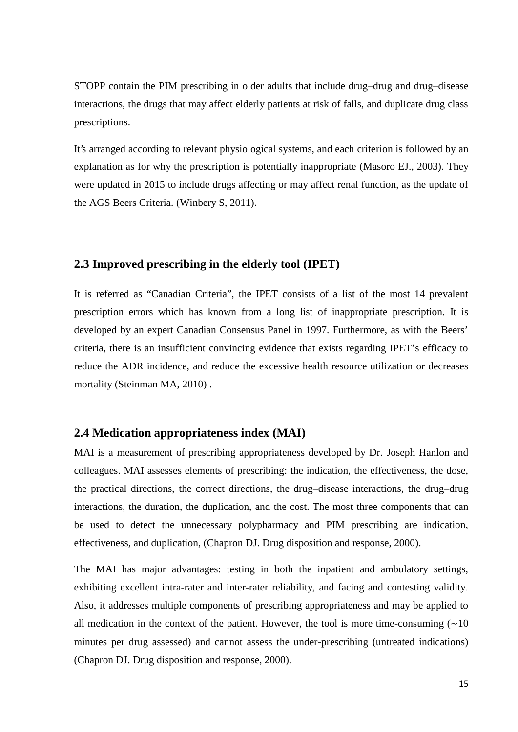STOPP contain the PIM prescribing in older adults that include drug–drug and drug–disease interactions, the drugs that may affect elderly patients at risk of falls, and duplicate drug class prescriptions.

It's arranged according to relevant physiological systems, and each criterion is followed by an explanation as for why the prescription is potentially inappropriate (Masoro EJ., 2003). They were updated in 2015 to include drugs affecting or may affect renal function, as the update of the AGS Beers Criteria. (Winbery S, 2011).

## 2.3 Improved prescribing in the elderly tool (IPET)

It is referred as "Canadian Criteria", the IPET consists of a list of the most 14 prevalent prescription errors which has known from a long list of inappropriate prescription. It is developed by an expert Canadian Consensus Panel in 1997. Furthermore, as with the Beers' criteria, there is an insufficient convincing evidence that exists regarding IPET's efficacy to reduce the ADR incidence, and reduce the excessive health resource utilization or decreases mortality (Steinman MA, 2010) .

## 2.4 Medication appropriateness index (MAI)

MAI is a measurement of prescribing appropriateness developed by Dr. Joseph Hanlon and colleagues. MAI assesses elements of prescribing: the indication, the effectiveness, the dose, the practical directions, the correct directions, the drug–disease interactions, the drug–drug interactions, the duration, the duplication, and the cost. The most three components that can be used to detect the unnecessary polypharmacy and PIM prescribing are indication, effectiveness, and duplication, (Chapron DJ. Drug disposition and response, 2000).

The MAI has major advantages: testing in both the inpatient and ambulatory settings, exhibiting excellent intra-rater and inter-rater reliability, and facing and contesting validity. Also, it addresses multiple components of prescribing appropriateness and may be applied to all medication in the context of the patient. However, the tool is more time-consuming (∼10 minutes per drug assessed) and cannot assess the under-prescribing (untreated indications) (Chapron DJ. Drug disposition and response, 2000).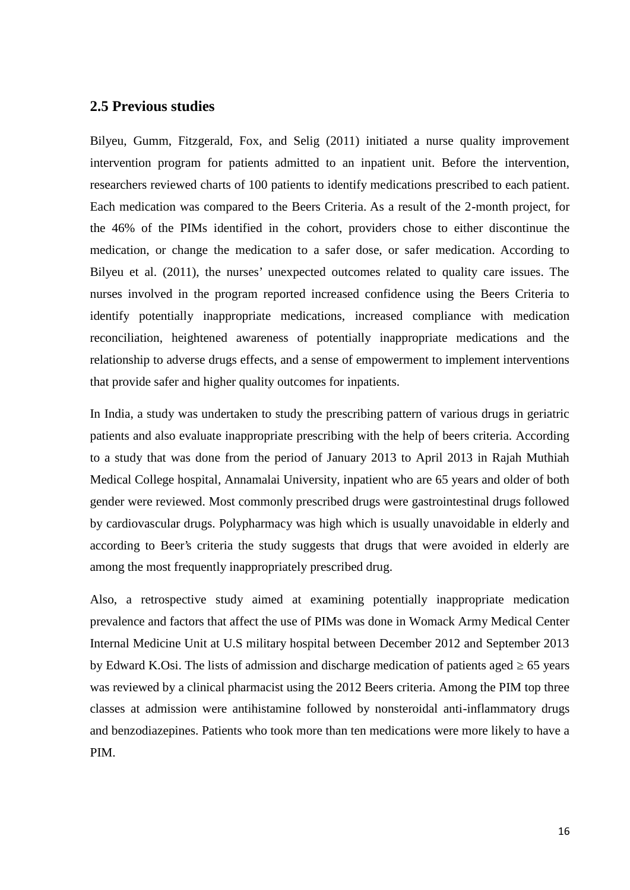## 2.5 Previous studies

Bilyeu, Gumm, Fitzgerald, Fox, and Selig (2011) initiated a nurse quality improvement intervention program for patients admitted to an inpatient unit. Before the intervention, researchers reviewed charts of 100 patients to identify medications prescribed to each patient. Each medication was compared to the Beers Criteria. As a result of the 2-month project, for the 46% of the PIMs identified in the cohort, providers chose to either discontinue the medication, or change the medication to a safer dose, or safer medication. According to Bilyeu et al. (2011), the nurses' unexpected outcomes related to quality care issues. The nurses involved in the program reported increased confidence using the Beers Criteria to identify potentially inappropriate medications, increased compliance with medication reconciliation, heightened awareness of potentially inappropriate medications and the relationship to adverse drugs effects, and a sense of empowerment to implement interventions that provide safer and higher quality outcomes for inpatients.

In India, a study was undertaken to study the prescribing pattern of various drugs in geriatric patients and also evaluate inappropriate prescribing with the help of beers criteria. According to a study that was done from the period of January 2013 to April 2013 in Rajah Muthiah Medical College hospital, Annamalai University, inpatient who are 65 years and older of both gender were reviewed. Most commonly prescribed drugs were gastrointestinal drugs followed by cardiovascular drugs. Polypharmacy was high which is usually unavoidable in elderly and according to Beer's criteria the study suggests that drugs that were avoided in elderly are among the most frequently inappropriately prescribed drug.

Also, a retrospective study aimed at examining potentially inappropriate medication prevalence and factors that affect the use of PIMs was done in Womack Army Medical Center Internal Medicine Unit at U.S military hospital between December 2012 and September 2013 by Edward K.Osi. The lists of admission and discharge medication of patients aged ≥ 65 years was reviewed by a clinical pharmacist using the 2012 Beers criteria. Among the PIM top three classes at admission were antihistamine followed by nonsteroidal anti-inflammatory drugs and benzodiazepines. Patients who took more than ten medications were more likely to have a PIM.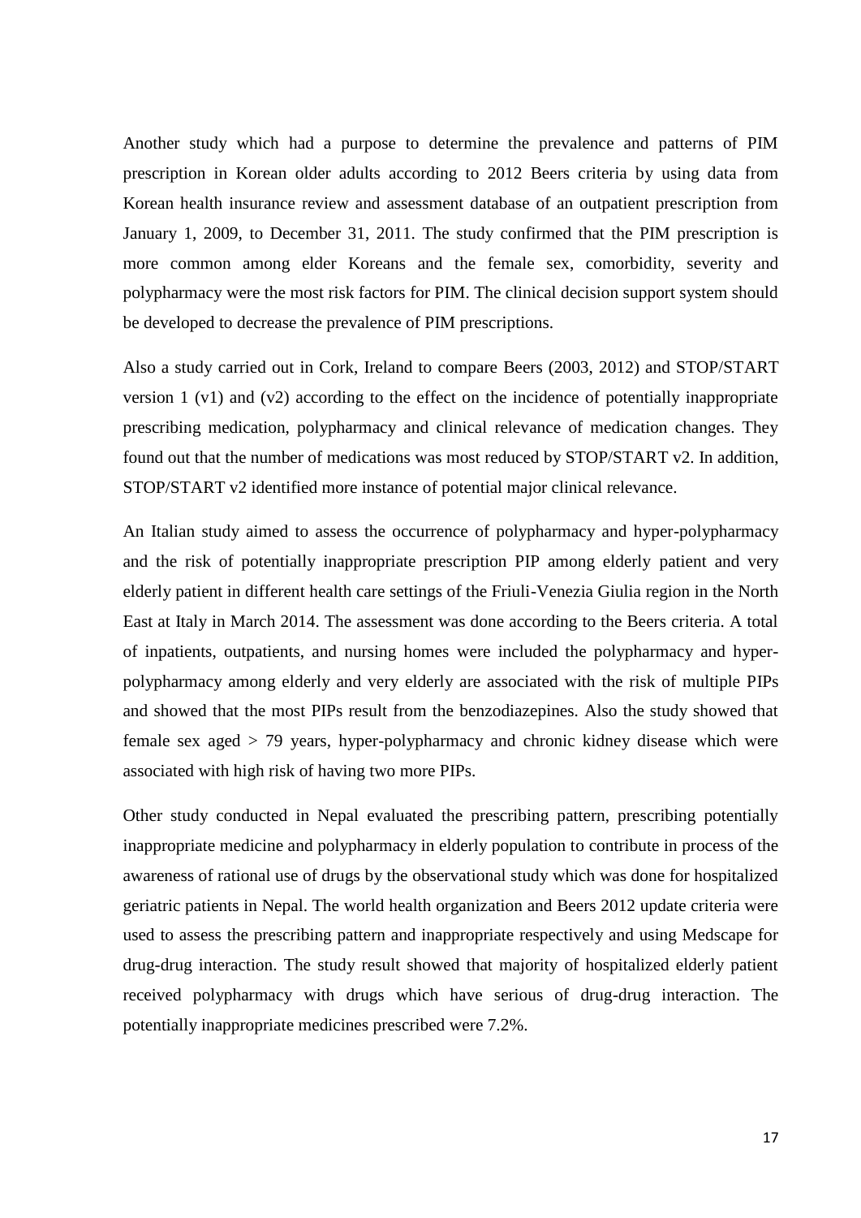Another study which had a purpose to determine the prevalence and patterns of PIM prescription in Korean older adults according to 2012 Beers criteria by using data from Korean health insurance review and assessment database of an outpatient prescription from January 1, 2009, to December 31, 2011. The study confirmed that the PIM prescription is more common among elder Koreans and the female sex, comorbidity, severity and polypharmacy were the most risk factors for PIM. The clinical decision support system should be developed to decrease the prevalence of PIM prescriptions.

Also a study carried out in Cork, Ireland to compare Beers (2003, 2012) and STOP/START version 1 (v1) and (v2) according to the effect on the incidence of potentially inappropriate prescribing medication, polypharmacy and clinical relevance of medication changes. They found out that the number of medications was most reduced by STOP/START v2. In addition, STOP/START v2 identified more instance of potential major clinical relevance.

An Italian study aimed to assess the occurrence of polypharmacy and hyper-polypharmacy and the risk of potentially inappropriate prescription PIP among elderly patient and very elderly patient in different health care settings of the Friuli-Venezia Giulia region in the North East at Italy in March 2014. The assessment was done according to the Beers criteria. A total of inpatients, outpatients, and nursing homes were included the polypharmacy and hyper-polypharmacy among elderly and very elderly are associated with the risk of multiple PIPs and showed that the most PIPs result from the benzodiazepines. Also the study showed that female sex aged > 79 years, hyper-polypharmacy and chronic kidney disease which were associated with high risk of having two more PIPs.

Other study conducted in Nepal evaluated the prescribing pattern, prescribing potentially inappropriate medicine and polypharmacy in elderly population to contribute in process of the awareness of rational use of drugs by the observational study which was done for hospitalized geriatric patients in Nepal. The world health organization and Beers 2012 update criteria were used to assess the prescribing pattern and inappropriate respectively and using Medscape for drug-drug interaction. The study result showed that majority of hospitalized elderly patient received polypharmacy with drugs which have serious of drug-drug interaction. The potentially inappropriate medicines prescribed were 7.2%.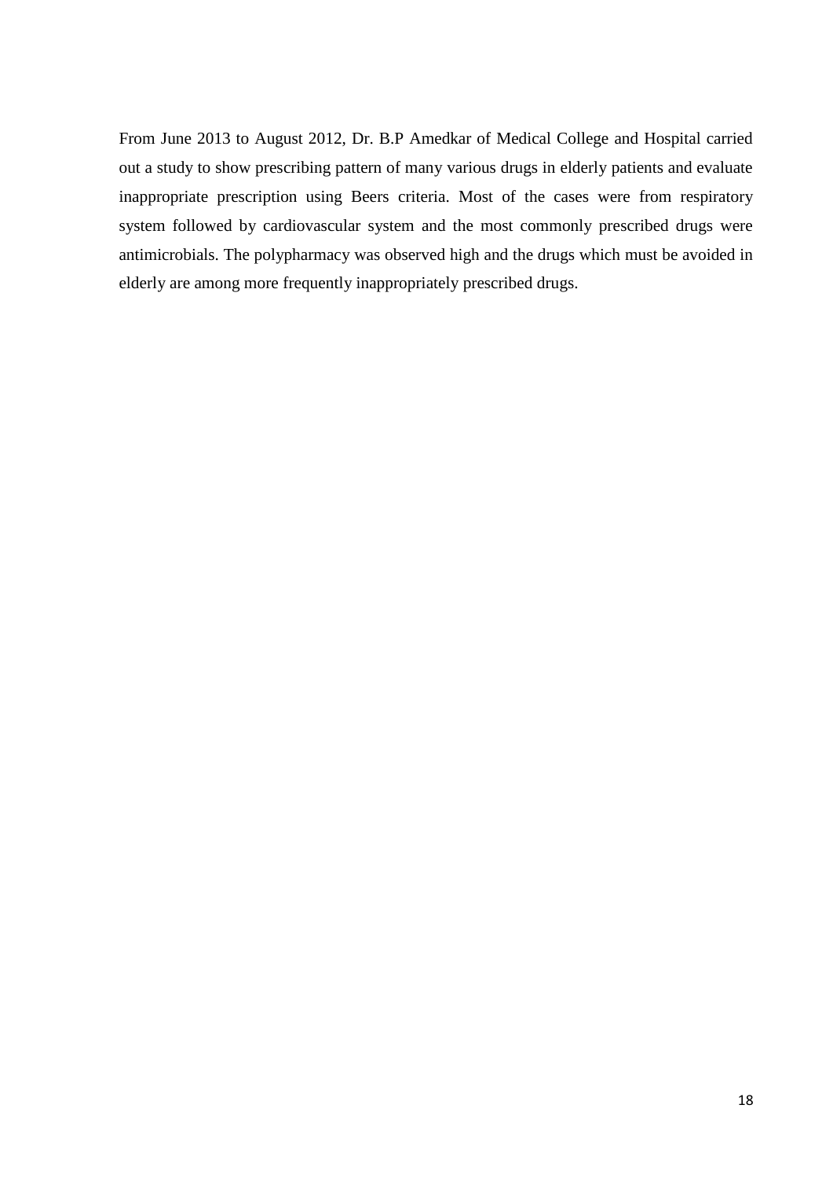From June 2013 to August 2012, Dr. B.P Amedkar of Medical College and Hospital carried out a study to show prescribing pattern of many various drugs in elderly patients and evaluate inappropriate prescription using Beers criteria. Most of the cases were from respiratory system followed by cardiovascular system and the most commonly prescribed drugs were antimicrobials. The polypharmacy was observed high and the drugs which must be avoided in elderly are among more frequently inappropriately prescribed drugs.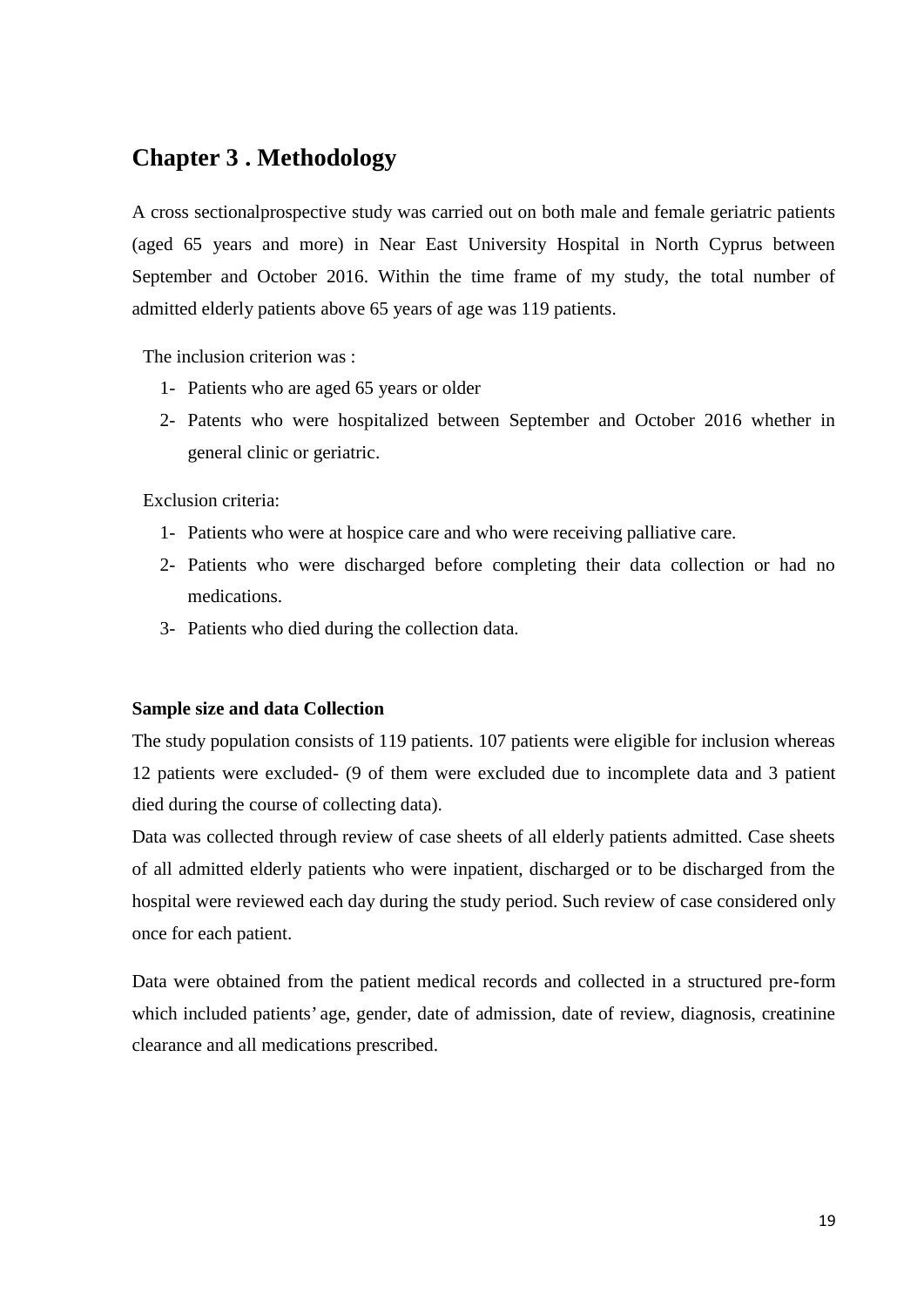# Chapter 3 . Methodology

A cross sectionalprospective study was carried out on both male and female geriatric patients (aged 65 years and more) in Near East University Hospital in North Cyprus between September and October 2016. Within the time frame of my study, the total number of admitted elderly patients above 65 years of age was 119 patients.

The inclusion criterion was :

1- Patients who are aged 65 years or older
2- Patents who were hospitalized between September and October 2016 whether in general clinic or geriatric.

Exclusion criteria:

1- Patients who were at hospice care and who were receiving palliative care.
2- Patients who were discharged before completing their data collection or had no medications.
3- Patients who died during the collection data.

**Sample size and data Collection**

The study population consists of 119 patients. 107 patients were eligible for inclusion whereas 12 patients were excluded- (9 of them were excluded due to incomplete data and 3 patient died during the course of collecting data).

Data was collected through review of case sheets of all elderly patients admitted. Case sheets of all admitted elderly patients who were inpatient, discharged or to be discharged from the hospital were reviewed each day during the study period. Such review of case considered only once for each patient.

Data were obtained from the patient medical records and collected in a structured pre-form which included patients' age, gender, date of admission, date of review, diagnosis, creatinine clearance and all medications prescribed.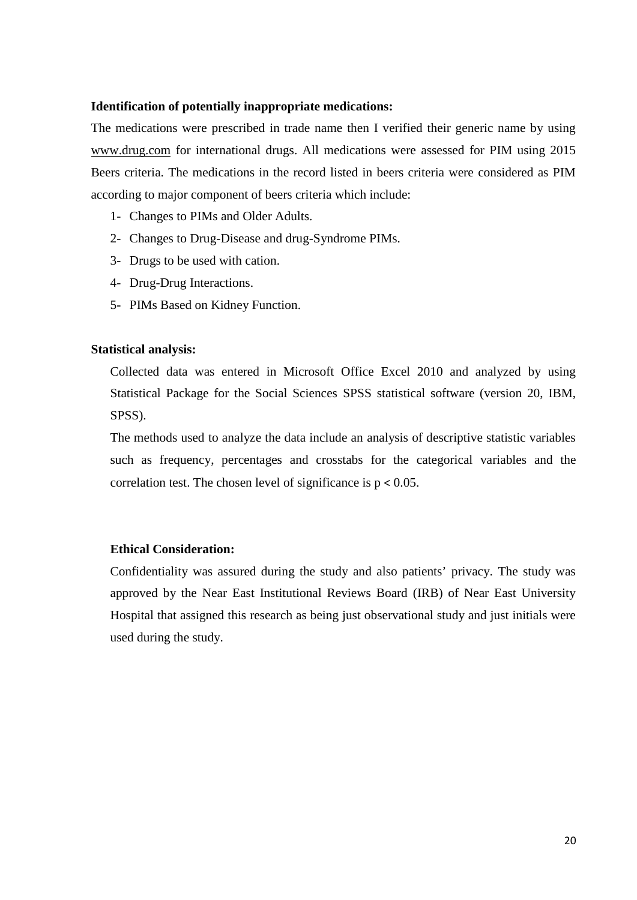**Identification of potentially inappropriate medications:**

The medications were prescribed in trade name then I verified their generic name by using www.drug.com for international drugs. All medications were assessed for PIM using 2015 Beers criteria. The medications in the record listed in beers criteria were considered as PIM according to major component of beers criteria which include:

1- Changes to PIMs and Older Adults.
2- Changes to Drug-Disease and drug-Syndrome PIMs.
3- Drugs to be used with cation.
4- Drug-Drug Interactions.
5- PIMs Based on Kidney Function.

**Statistical analysis:**

Collected data was entered in Microsoft Office Excel 2010 and analyzed by using Statistical Package for the Social Sciences SPSS statistical software (version 20, IBM, SPSS).

The methods used to analyze the data include an analysis of descriptive statistic variables such as frequency, percentages and crosstabs for the categorical variables and the correlation test. The chosen level of significance is $p < 0.05$.

**Ethical Consideration:**

Confidentiality was assured during the study and also patients' privacy. The study was approved by the Near East Institutional Reviews Board (IRB) of Near East University Hospital that assigned this research as being just observational study and just initials were used during the study.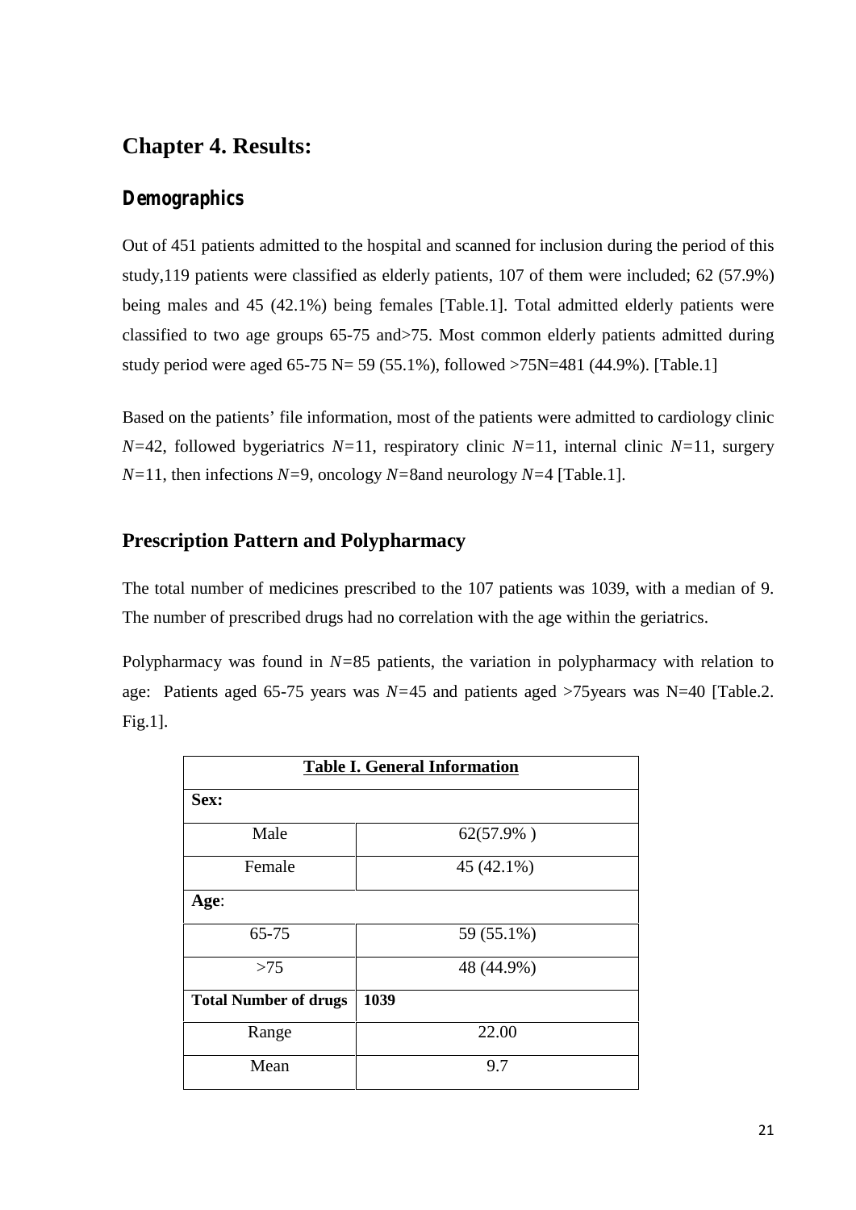# Chapter 4. Results:

## Demographics

Out of 451 patients admitted to the hospital and scanned for inclusion during the period of this study,119 patients were classified as elderly patients, 107 of them were included; 62 (57.9%) being males and 45 (42.1%) being females [Table.1]. Total admitted elderly patients were classified to two age groups 65-75 and>75. Most common elderly patients admitted during study period were aged 65-75 N= 59 (55.1%), followed >75N=481 (44.9%). [Table.1]

Based on the patients' file information, most of the patients were admitted to cardiology clinic *N*=42, followed bygeriatrics *N*=11, respiratory clinic *N*=11, internal clinic *N*=11, surgery *N*=11, then infections *N*=9, oncology *N*=8and neurology *N*=4 [Table.1].

## Prescription Pattern and Polypharmacy

The total number of medicines prescribed to the 107 patients was 1039, with a median of 9. The number of prescribed drugs had no correlation with the age within the geriatrics.

Polypharmacy was found in *N*=85 patients, the variation in polypharmacy with relation to age: Patients aged 65-75 years was *N*=45 and patients aged >75years was N=40 [Table.2. Fig.1].

| **Table I. General Information** | |
|---|---|
| **Sex:** | |
| Male | 62(57.9% ) |
| Female | 45 (42.1%) |
| **Age**: | |
| 65-75 | 59 (55.1%) |
| >75 | 48 (44.9%) |
| **Total Number of drugs** | **1039** |
| Range | 22.00 |
| Mean | 9.7 |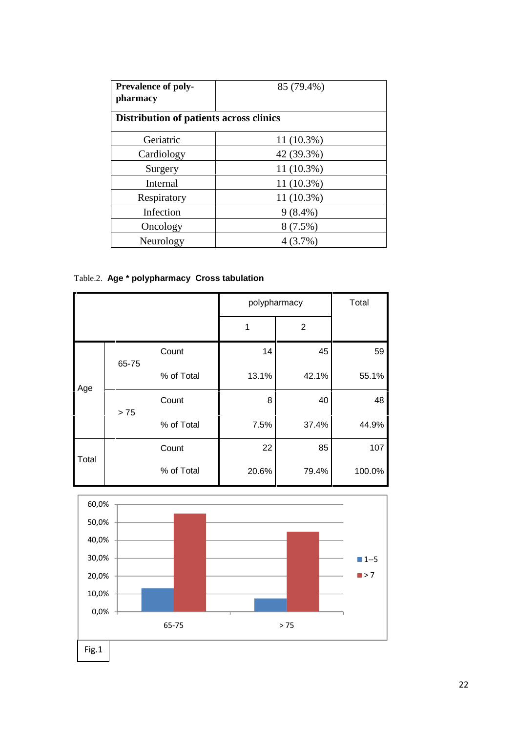| **Prevalence of poly-pharmacy** | 85 (79.4%) |
|---|---|
| **Distribution of patients across clinics** | |
| Geriatric | 11 (10.3%) |
| Cardiology | 42 (39.3%) |
| Surgery | 11 (10.3%) |
| Internal | 11 (10.3%) |
| Respiratory | 11 (10.3%) |
| Infection | 9 (8.4%) |
| Oncology | 8 (7.5%) |
| Neurology | 4 (3.7%) |

Table.2. **Age * polypharmacy Cross tabulation**

| | | | polypharmacy | | Total |
|---|---|---|---|---|---|
| | | | 1 | 2 | |
| Age | 65-75 | Count | 14 | 45 | 59 |
| | | % of Total | 13.1% | 42.1% | 55.1% |
| | > 75 | Count | 8 | 40 | 48 |
| | | % of Total | 7.5% | 37.4% | 44.9% |
| Total | | Count | 22 | 85 | 107 |
| | | % of Total | 20.6% | 79.4% | 100.0% |

Fig.1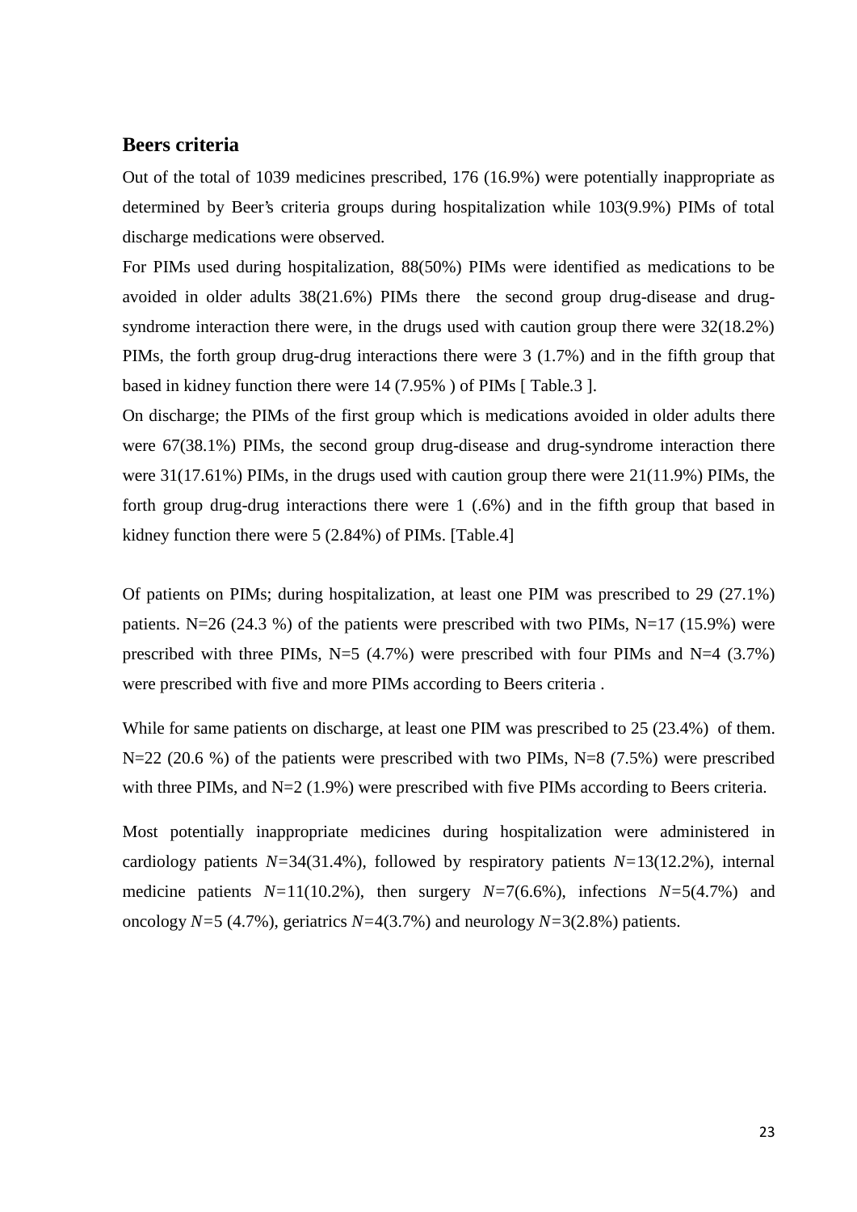## Beers criteria

Out of the total of 1039 medicines prescribed, 176 (16.9%) were potentially inappropriate as determined by Beer's criteria groups during hospitalization while 103(9.9%) PIMs of total discharge medications were observed.

For PIMs used during hospitalization, 88(50%) PIMs were identified as medications to be avoided in older adults 38(21.6%) PIMs there the second group drug-disease and drug-syndrome interaction there were, in the drugs used with caution group there were 32(18.2%) PIMs, the forth group drug-drug interactions there were 3 (1.7%) and in the fifth group that based in kidney function there were 14 (7.95% ) of PIMs [ Table.3 ].

On discharge; the PIMs of the first group which is medications avoided in older adults there were 67(38.1%) PIMs, the second group drug-disease and drug-syndrome interaction there were 31(17.61%) PIMs, in the drugs used with caution group there were 21(11.9%) PIMs, the forth group drug-drug interactions there were 1 (.6%) and in the fifth group that based in kidney function there were 5 (2.84%) of PIMs. [Table.4]

Of patients on PIMs; during hospitalization, at least one PIM was prescribed to 29 (27.1%) patients. N=26 (24.3 %) of the patients were prescribed with two PIMs, N=17 (15.9%) were prescribed with three PIMs, N=5 (4.7%) were prescribed with four PIMs and N=4 (3.7%) were prescribed with five and more PIMs according to Beers criteria .

While for same patients on discharge, at least one PIM was prescribed to 25 (23.4%) of them. N=22 (20.6 %) of the patients were prescribed with two PIMs, N=8 (7.5%) were prescribed with three PIMs, and N=2 (1.9%) were prescribed with five PIMs according to Beers criteria.

Most potentially inappropriate medicines during hospitalization were administered in cardiology patients $N$=34(31.4%), followed by respiratory patients $N$=13(12.2%), internal medicine patients $N$=11(10.2%), then surgery $N$=7(6.6%), infections $N$=5(4.7%) and oncology $N$=5 (4.7%), geriatrics $N$=4(3.7%) and neurology $N$=3(2.8%) patients.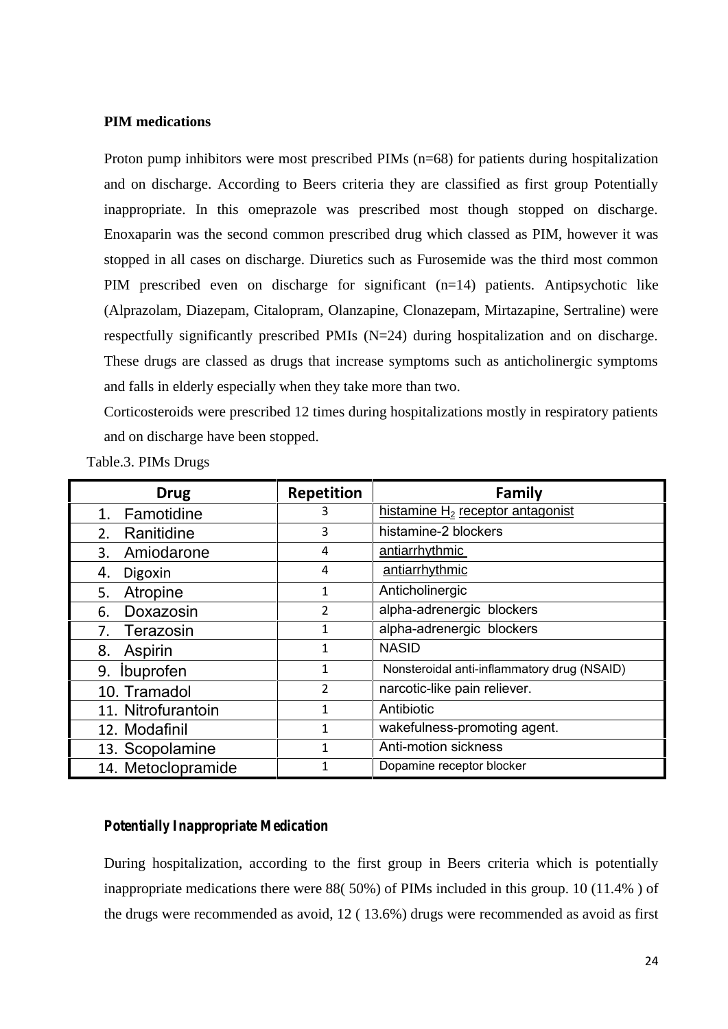**PIM medications**

Proton pump inhibitors were most prescribed PIMs (n=68) for patients during hospitalization and on discharge. According to Beers criteria they are classified as first group Potentially inappropriate. In this omeprazole was prescribed most though stopped on discharge. Enoxaparin was the second common prescribed drug which classed as PIM, however it was stopped in all cases on discharge. Diuretics such as Furosemide was the third most common PIM prescribed even on discharge for significant (n=14) patients. Antipsychotic like (Alprazolam, Diazepam, Citalopram, Olanzapine, Clonazepam, Mirtazapine, Sertraline) were respectfully significantly prescribed PMIs (N=24) during hospitalization and on discharge. These drugs are classed as drugs that increase symptoms such as anticholinergic symptoms and falls in elderly especially when they take more than two.

Corticosteroids were prescribed 12 times during hospitalizations mostly in respiratory patients and on discharge have been stopped.

Table.3. PIMs Drugs

| Drug | Repetition | Family |
|---|---|---|
| 1. Famotidine | 3 | histamine $H_2$ receptor antagonist |
| 2. Ranitidine | 3 | histamine-2 blockers |
| 3. Amiodarone | 4 | antiarrhythmic |
| 4. Digoxin | 4 | antiarrhythmic |
| 5. Atropine | 1 | Anticholinergic |
| 6. Doxazosin | 2 | alpha-adrenergic blockers |
| 7. Terazosin | 1 | alpha-adrenergic blockers |
| 8. Aspirin | 1 | NASID |
| 9. İbuprofen | 1 | Nonsteroidal anti-inflammatory drug (NSAID) |
| 10. Tramadol | 2 | narcotic-like pain reliever. |
| 11. Nitrofurantoin | 1 | Antibiotic |
| 12. Modafinil | 1 | wakefulness-promoting agent. |
| 13. Scopolamine | 1 | Anti-motion sickness |
| 14. Metoclopramide | 1 | Dopamine receptor blocker |

***Potentially Inappropriate Medication***

During hospitalization, according to the first group in Beers criteria which is potentially inappropriate medications there were 88( 50%) of PIMs included in this group. 10 (11.4% ) of the drugs were recommended as avoid, 12 ( 13.6%) drugs were recommended as avoid as first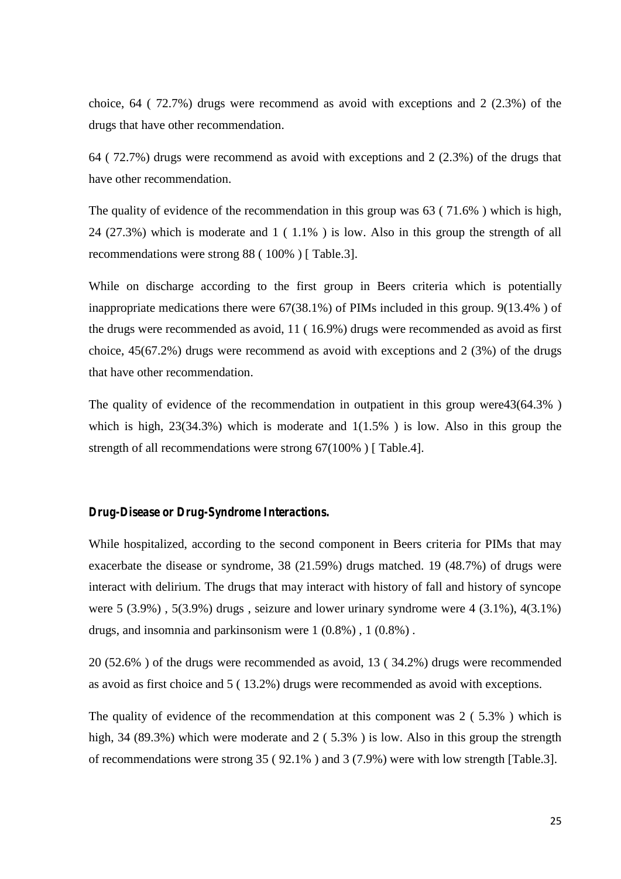choice, 64 ( 72.7%) drugs were recommend as avoid with exceptions and 2 (2.3%) of the drugs that have other recommendation.

64 ( 72.7%) drugs were recommend as avoid with exceptions and 2 (2.3%) of the drugs that have other recommendation.

The quality of evidence of the recommendation in this group was 63 ( 71.6% ) which is high, 24 (27.3%) which is moderate and 1 ( 1.1% ) is low. Also in this group the strength of all recommendations were strong 88 ( 100% ) [ Table.3].

While on discharge according to the first group in Beers criteria which is potentially inappropriate medications there were 67(38.1%) of PIMs included in this group. 9(13.4% ) of the drugs were recommended as avoid, 11 ( 16.9%) drugs were recommended as avoid as first choice, 45(67.2%) drugs were recommend as avoid with exceptions and 2 (3%) of the drugs that have other recommendation.

The quality of evidence of the recommendation in outpatient in this group were43(64.3% ) which is high, 23(34.3%) which is moderate and 1(1.5% ) is low. Also in this group the strength of all recommendations were strong 67(100% ) [ Table.4].

**Drug-Disease or Drug-Syndrome Interactions.**

While hospitalized, according to the second component in Beers criteria for PIMs that may exacerbate the disease or syndrome, 38 (21.59%) drugs matched. 19 (48.7%) of drugs were interact with delirium. The drugs that may interact with history of fall and history of syncope were 5 (3.9%) , 5(3.9%) drugs , seizure and lower urinary syndrome were 4 (3.1%), 4(3.1%) drugs, and insomnia and parkinsonism were 1 (0.8%) , 1 (0.8%) .

20 (52.6% ) of the drugs were recommended as avoid, 13 ( 34.2%) drugs were recommended as avoid as first choice and 5 ( 13.2%) drugs were recommended as avoid with exceptions.

The quality of evidence of the recommendation at this component was 2 ( 5.3% ) which is high, 34 (89.3%) which were moderate and 2 ( 5.3% ) is low. Also in this group the strength of recommendations were strong 35 ( 92.1% ) and 3 (7.9%) were with low strength [Table.3].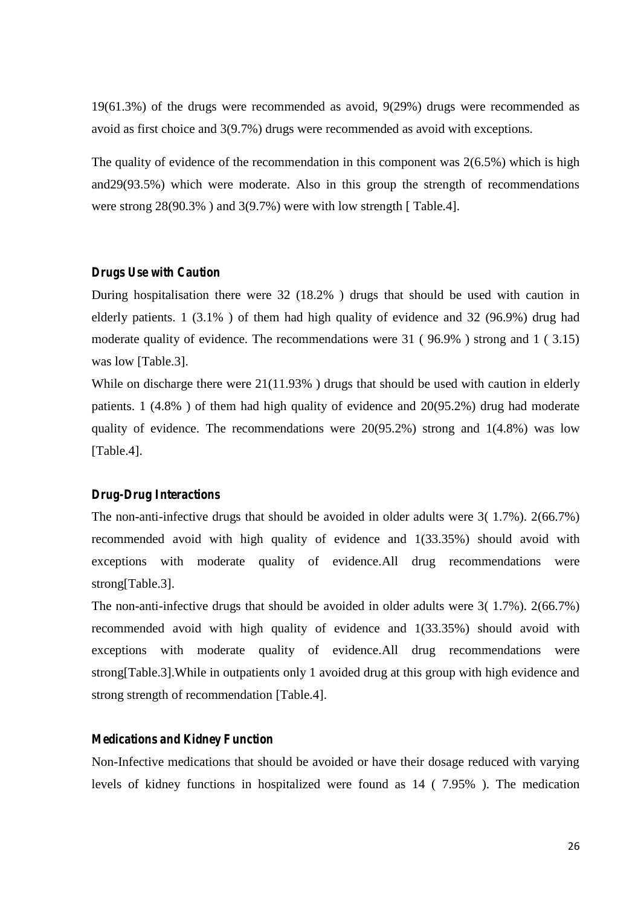19(61.3%) of the drugs were recommended as avoid, 9(29%) drugs were recommended as avoid as first choice and 3(9.7%) drugs were recommended as avoid with exceptions.

The quality of evidence of the recommendation in this component was 2(6.5%) which is high and29(93.5%) which were moderate. Also in this group the strength of recommendations were strong 28(90.3% ) and 3(9.7%) were with low strength [ Table.4].

### Drugs Use with Caution

During hospitalisation there were 32 (18.2% ) drugs that should be used with caution in elderly patients. 1 (3.1% ) of them had high quality of evidence and 32 (96.9%) drug had moderate quality of evidence. The recommendations were 31 ( 96.9% ) strong and 1 ( 3.15) was low [Table.3].

While on discharge there were 21(11.93% ) drugs that should be used with caution in elderly patients. 1 (4.8% ) of them had high quality of evidence and 20(95.2%) drug had moderate quality of evidence. The recommendations were 20(95.2%) strong and 1(4.8%) was low [Table.4].

### Drug-Drug Interactions

The non-anti-infective drugs that should be avoided in older adults were 3( 1.7%). 2(66.7%) recommended avoid with high quality of evidence and 1(33.35%) should avoid with exceptions with moderate quality of evidence.All drug recommendations were strong[Table.3].

The non-anti-infective drugs that should be avoided in older adults were 3( 1.7%). 2(66.7%) recommended avoid with high quality of evidence and 1(33.35%) should avoid with exceptions with moderate quality of evidence.All drug recommendations were strong[Table.3].While in outpatients only 1 avoided drug at this group with high evidence and strong strength of recommendation [Table.4].

### Medications and Kidney Function

Non-Infective medications that should be avoided or have their dosage reduced with varying levels of kidney functions in hospitalized were found as 14 ( 7.95% ). The medication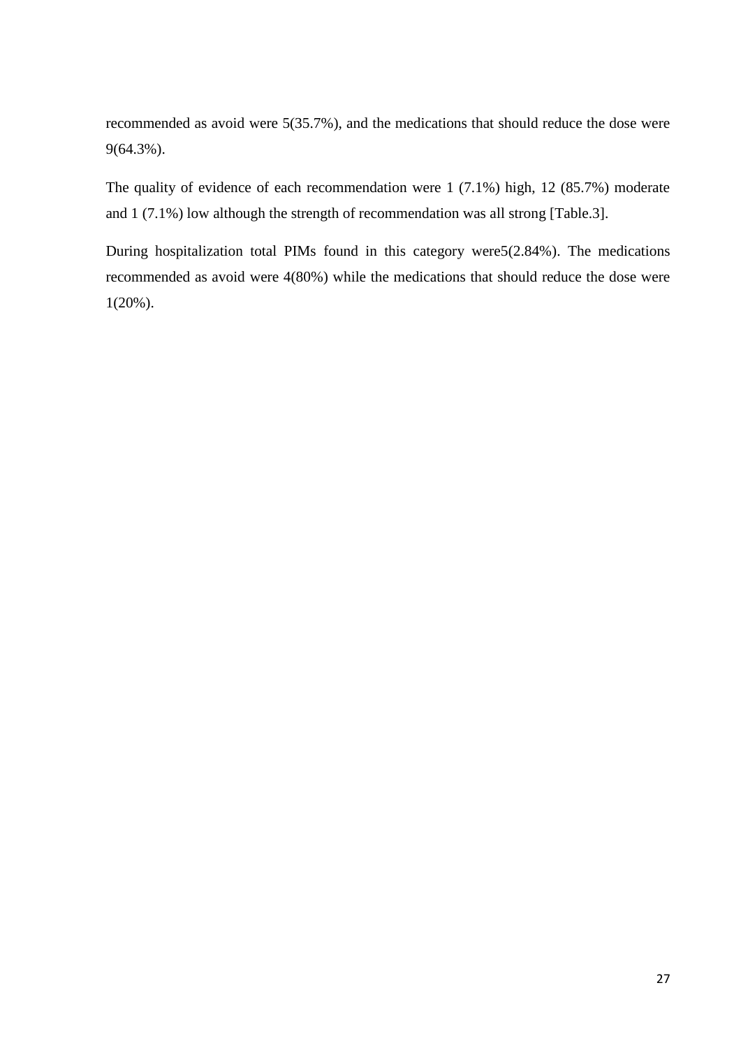recommended as avoid were 5(35.7%), and the medications that should reduce the dose were 9(64.3%).

The quality of evidence of each recommendation were 1 (7.1%) high, 12 (85.7%) moderate and 1 (7.1%) low although the strength of recommendation was all strong [Table.3].

During hospitalization total PIMs found in this category were5(2.84%). The medications recommended as avoid were 4(80%) while the medications that should reduce the dose were 1(20%).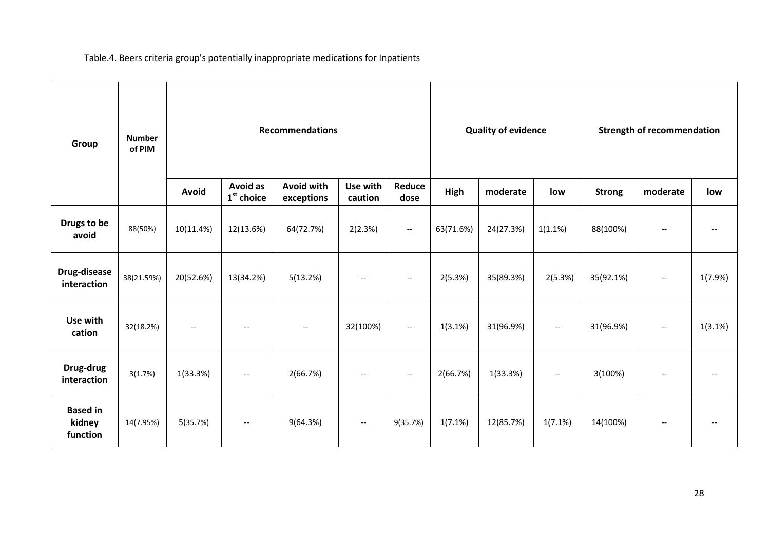Table.4. Beers criteria group's potentially inappropriate medications for Inpatients

| Group | Number of PIM | Recommendations | | | | | Quality of evidence | | | Strength of recommendation | | |
|---|---|---|---|---|---|---|---|---|---|---|---|---|
| | | Avoid | Avoid as 1st choice | Avoid with exceptions | Use with caution | Reduce dose | High | moderate | low | Strong | moderate | low |
| **Drugs to be avoid** | 88(50%) | 10(11.4%) | 12(13.6%) | 64(72.7%) | 2(2.3%) | -- | 63(71.6%) | 24(27.3%) | 1(1.1%) | 88(100%) | -- | -- |
| **Drug-disease interaction** | 38(21.59%) | 20(52.6%) | 13(34.2%) | 5(13.2%) | -- | -- | 2(5.3%) | 35(89.3%) | 2(5.3%) | 35(92.1%) | -- | 1(7.9%) |
| **Use with cation** | 32(18.2%) | -- | -- | -- | 32(100%) | -- | 1(3.1%) | 31(96.9%) | -- | 31(96.9%) | -- | 1(3.1%) |
| **Drug-drug interaction** | 3(1.7%) | 1(33.3%) | -- | 2(66.7%) | -- | -- | 2(66.7%) | 1(33.3%) | -- | 3(100%) | -- | -- |
| **Based in kidney function** | 14(7.95%) | 5(35.7%) | -- | 9(64.3%) | -- | 9(35.7%) | 1(7.1%) | 12(85.7%) | 1(7.1%) | 14(100%) | -- | -- |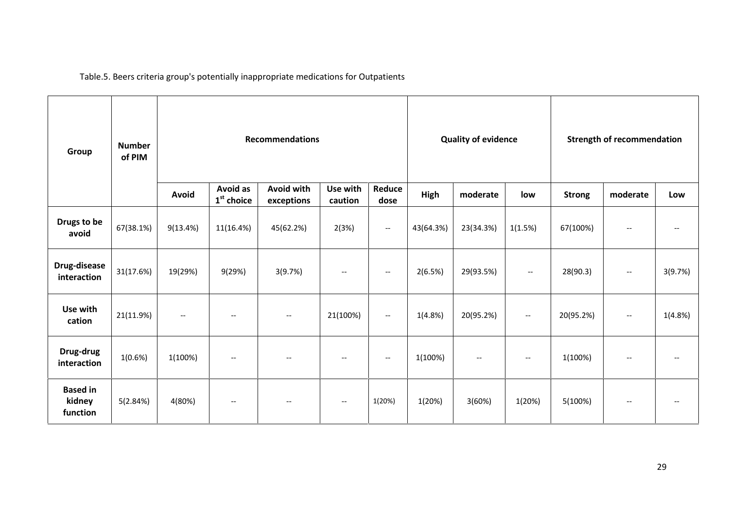Table.5. Beers criteria group's potentially inappropriate medications for Outpatients

| Group | Number of PIM | Recommendations | | | | | Quality of evidence | | | Strength of recommendation | | |
|---|---|---|---|---|---|---|---|---|---|---|---|---|
| | | Avoid | Avoid as 1st choice | Avoid with exceptions | Use with caution | Reduce dose | High | moderate | low | Strong | moderate | Low |
| **Drugs to be avoid** | 67(38.1%) | 9(13.4%) | 11(16.4%) | 45(62.2%) | 2(3%) | -- | 43(64.3%) | 23(34.3%) | 1(1.5%) | 67(100%) | -- | -- |
| **Drug-disease interaction** | 31(17.6%) | 19(29%) | 9(29%) | 3(9.7%) | -- | -- | 2(6.5%) | 29(93.5%) | -- | 28(90.3) | -- | 3(9.7%) |
| **Use with cation** | 21(11.9%) | -- | -- | -- | 21(100%) | -- | 1(4.8%) | 20(95.2%) | -- | 20(95.2%) | -- | 1(4.8%) |
| **Drug-drug interaction** | 1(0.6%) | 1(100%) | -- | -- | -- | -- | 1(100%) | -- | -- | 1(100%) | -- | -- |
| **Based in kidney function** | 5(2.84%) | 4(80%) | -- | -- | -- | 1(20%) | 1(20%) | 3(60%) | 1(20%) | 5(100%) | -- | -- |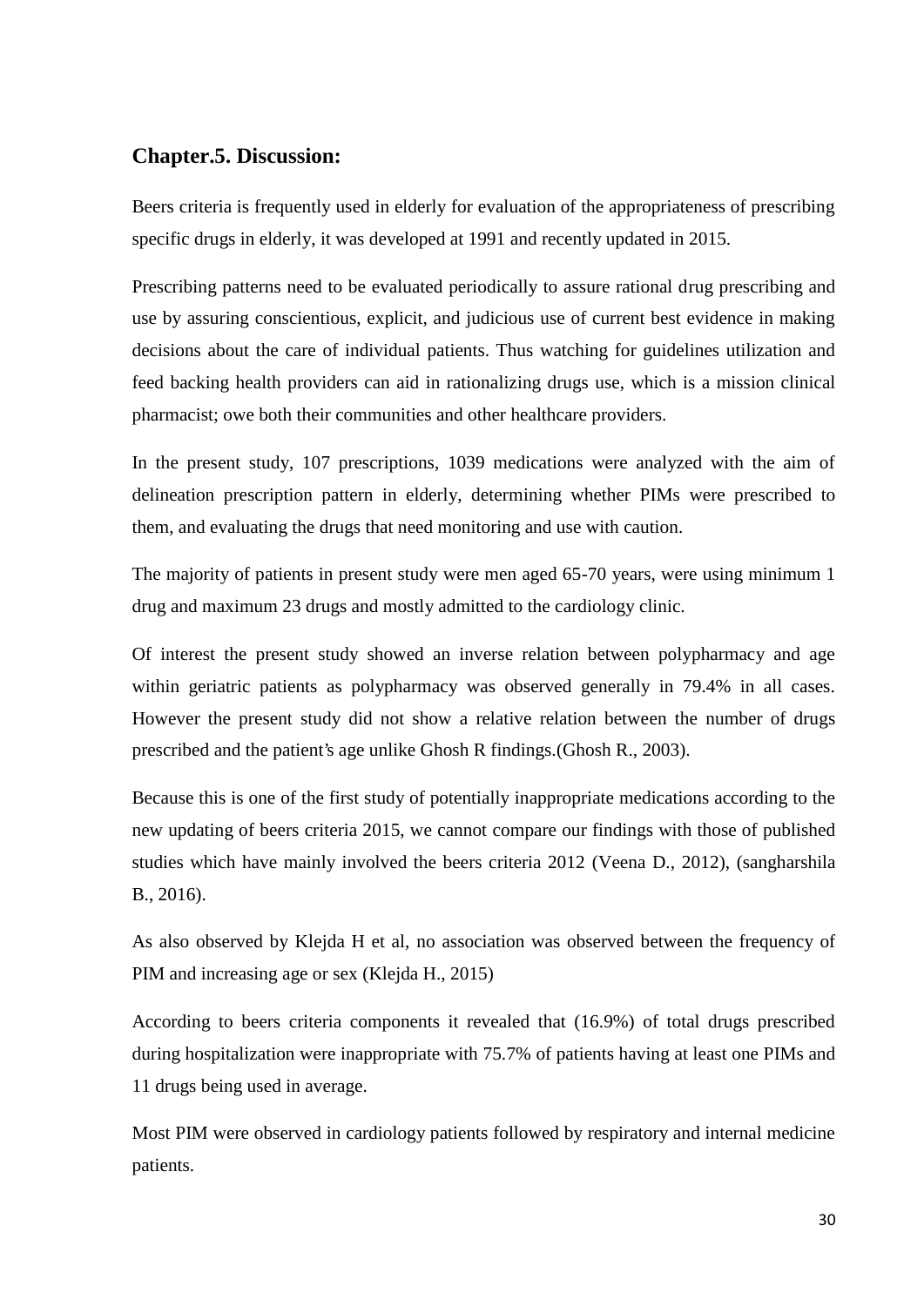## Chapter.5. Discussion:

Beers criteria is frequently used in elderly for evaluation of the appropriateness of prescribing specific drugs in elderly, it was developed at 1991 and recently updated in 2015.

Prescribing patterns need to be evaluated periodically to assure rational drug prescribing and use by assuring conscientious, explicit, and judicious use of current best evidence in making decisions about the care of individual patients. Thus watching for guidelines utilization and feed backing health providers can aid in rationalizing drugs use, which is a mission clinical pharmacist; owe both their communities and other healthcare providers.

In the present study, 107 prescriptions, 1039 medications were analyzed with the aim of delineation prescription pattern in elderly, determining whether PIMs were prescribed to them, and evaluating the drugs that need monitoring and use with caution.

The majority of patients in present study were men aged 65-70 years, were using minimum 1 drug and maximum 23 drugs and mostly admitted to the cardiology clinic.

Of interest the present study showed an inverse relation between polypharmacy and age within geriatric patients as polypharmacy was observed generally in 79.4% in all cases. However the present study did not show a relative relation between the number of drugs prescribed and the patient's age unlike Ghosh R findings.(Ghosh R., 2003).

Because this is one of the first study of potentially inappropriate medications according to the new updating of beers criteria 2015, we cannot compare our findings with those of published studies which have mainly involved the beers criteria 2012 (Veena D., 2012), (sangharshila B., 2016).

As also observed by Klejda H et al, no association was observed between the frequency of PIM and increasing age or sex (Klejda H., 2015)

According to beers criteria components it revealed that (16.9%) of total drugs prescribed during hospitalization were inappropriate with 75.7% of patients having at least one PIMs and 11 drugs being used in average.

Most PIM were observed in cardiology patients followed by respiratory and internal medicine patients.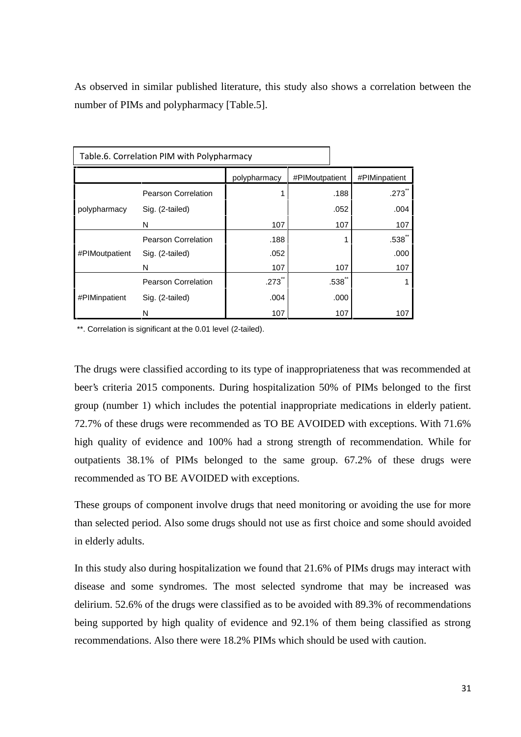As observed in similar published literature, this study also shows a correlation between the number of PIMs and polypharmacy [Table.5].

Table.6. Correlation PIM with Polypharmacy

| | | polypharmacy | #PIMoutpatient | #PIMinpatient |
|---|---|---|---|---|
| polypharmacy | Pearson Correlation | 1 | .188 | .273** |
| | Sig. (2-tailed) | | .052 | .004 |
| | N | 107 | 107 | 107 |
| #PIMoutpatient | Pearson Correlation | .188 | 1 | .538** |
| | Sig. (2-tailed) | .052 | | .000 |
| | N | 107 | 107 | 107 |
| #PIMinpatient | Pearson Correlation | .273** | .538** | 1 |
| | Sig. (2-tailed) | .004 | .000 | |
| | N | 107 | 107 | 107 |

**. Correlation is significant at the 0.01 level (2-tailed).

The drugs were classified according to its type of inappropriateness that was recommended at beer's criteria 2015 components. During hospitalization 50% of PIMs belonged to the first group (number 1) which includes the potential inappropriate medications in elderly patient. 72.7% of these drugs were recommended as TO BE AVOIDED with exceptions. With 71.6% high quality of evidence and 100% had a strong strength of recommendation. While for outpatients 38.1% of PIMs belonged to the same group. 67.2% of these drugs were recommended as TO BE AVOIDED with exceptions.

These groups of component involve drugs that need monitoring or avoiding the use for more than selected period. Also some drugs should not use as first choice and some should avoided in elderly adults.

In this study also during hospitalization we found that 21.6% of PIMs drugs may interact with disease and some syndromes. The most selected syndrome that may be increased was delirium. 52.6% of the drugs were classified as to be avoided with 89.3% of recommendations being supported by high quality of evidence and 92.1% of them being classified as strong recommendations. Also there were 18.2% PIMs which should be used with caution.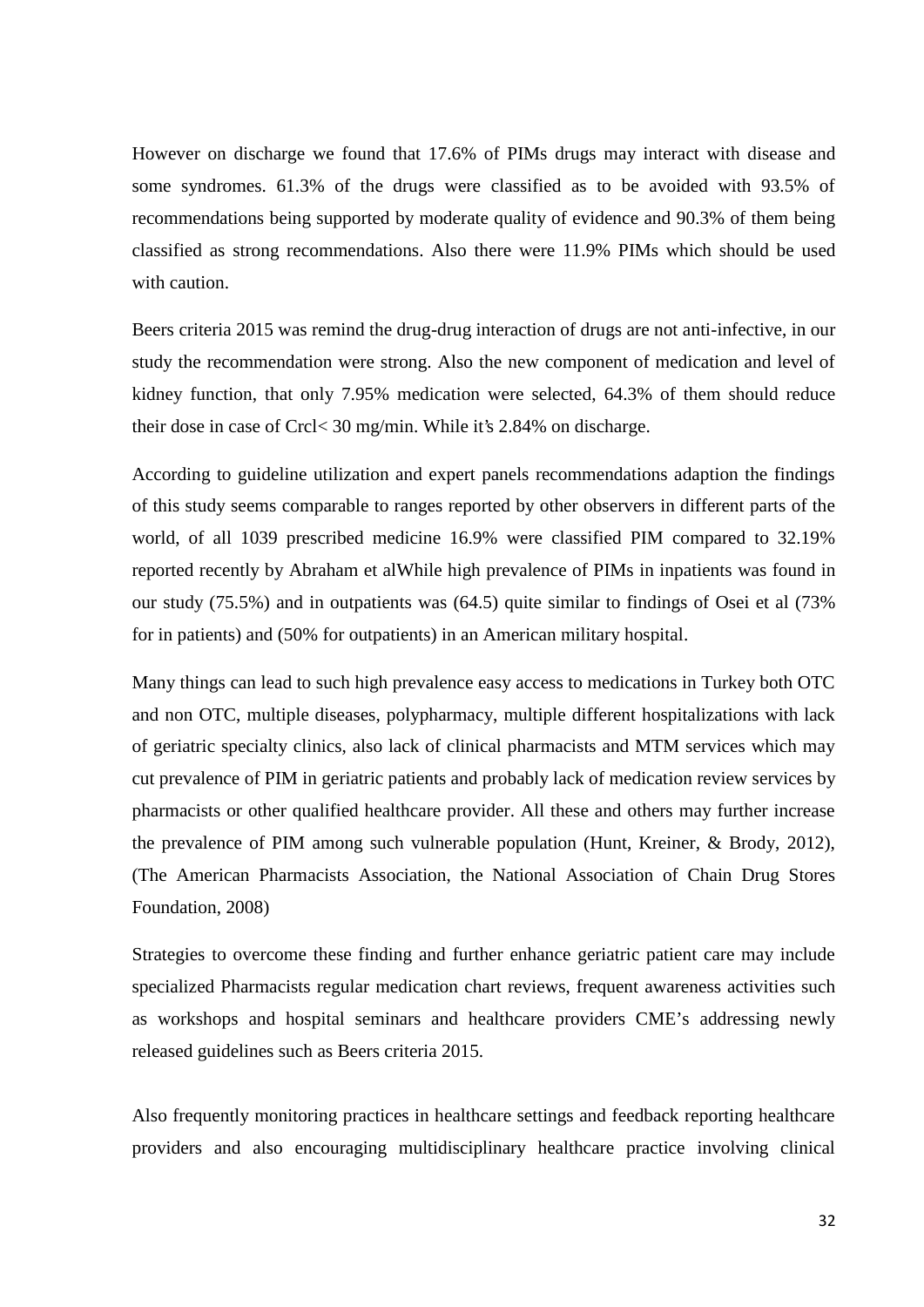However on discharge we found that 17.6% of PIMs drugs may interact with disease and some syndromes. 61.3% of the drugs were classified as to be avoided with 93.5% of recommendations being supported by moderate quality of evidence and 90.3% of them being classified as strong recommendations. Also there were 11.9% PIMs which should be used with caution.

Beers criteria 2015 was remind the drug-drug interaction of drugs are not anti-infective, in our study the recommendation were strong. Also the new component of medication and level of kidney function, that only 7.95% medication were selected, 64.3% of them should reduce their dose in case of Crcl< 30 mg/min. While it's 2.84% on discharge.

According to guideline utilization and expert panels recommendations adaption the findings of this study seems comparable to ranges reported by other observers in different parts of the world, of all 1039 prescribed medicine 16.9% were classified PIM compared to 32.19% reported recently by Abraham et alWhile high prevalence of PIMs in inpatients was found in our study (75.5%) and in outpatients was (64.5) quite similar to findings of Osei et al (73% for in patients) and (50% for outpatients) in an American military hospital.

Many things can lead to such high prevalence easy access to medications in Turkey both OTC and non OTC, multiple diseases, polypharmacy, multiple different hospitalizations with lack of geriatric specialty clinics, also lack of clinical pharmacists and MTM services which may cut prevalence of PIM in geriatric patients and probably lack of medication review services by pharmacists or other qualified healthcare provider. All these and others may further increase the prevalence of PIM among such vulnerable population (Hunt, Kreiner, & Brody, 2012), (The American Pharmacists Association, the National Association of Chain Drug Stores Foundation, 2008)

Strategies to overcome these finding and further enhance geriatric patient care may include specialized Pharmacists regular medication chart reviews, frequent awareness activities such as workshops and hospital seminars and healthcare providers CME's addressing newly released guidelines such as Beers criteria 2015.

Also frequently monitoring practices in healthcare settings and feedback reporting healthcare providers and also encouraging multidisciplinary healthcare practice involving clinical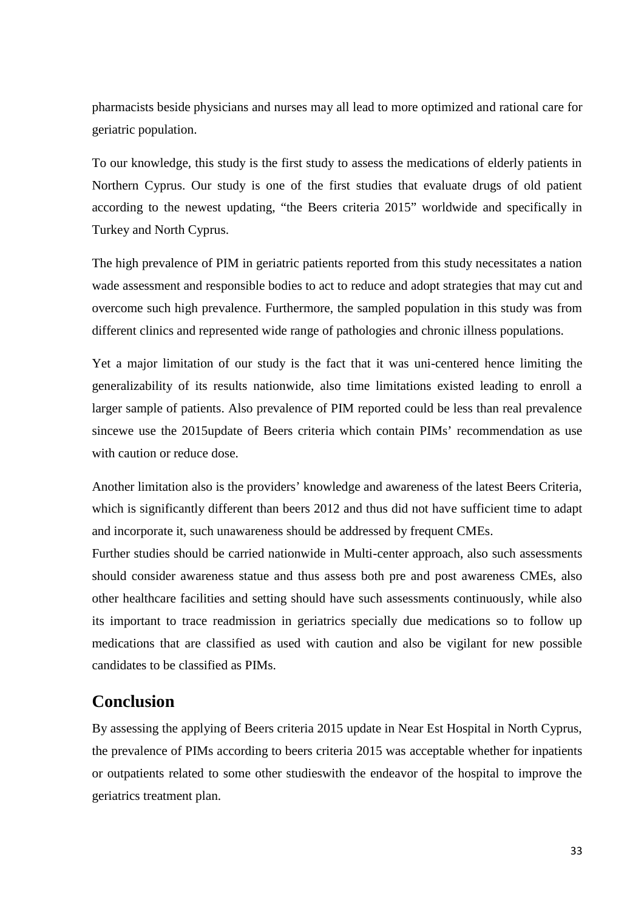pharmacists beside physicians and nurses may all lead to more optimized and rational care for geriatric population.

To our knowledge, this study is the first study to assess the medications of elderly patients in Northern Cyprus. Our study is one of the first studies that evaluate drugs of old patient according to the newest updating, "the Beers criteria 2015" worldwide and specifically in Turkey and North Cyprus.

The high prevalence of PIM in geriatric patients reported from this study necessitates a nation wade assessment and responsible bodies to act to reduce and adopt strategies that may cut and overcome such high prevalence. Furthermore, the sampled population in this study was from different clinics and represented wide range of pathologies and chronic illness populations.

Yet a major limitation of our study is the fact that it was uni-centered hence limiting the generalizability of its results nationwide, also time limitations existed leading to enroll a larger sample of patients. Also prevalence of PIM reported could be less than real prevalence sincewe use the 2015update of Beers criteria which contain PIMs' recommendation as use with caution or reduce dose.

Another limitation also is the providers' knowledge and awareness of the latest Beers Criteria, which is significantly different than beers 2012 and thus did not have sufficient time to adapt and incorporate it, such unawareness should be addressed by frequent CMEs.

Further studies should be carried nationwide in Multi-center approach, also such assessments should consider awareness statue and thus assess both pre and post awareness CMEs, also other healthcare facilities and setting should have such assessments continuously, while also its important to trace readmission in geriatrics specially due medications so to follow up medications that are classified as used with caution and also be vigilant for new possible candidates to be classified as PIMs.

## Conclusion

By assessing the applying of Beers criteria 2015 update in Near Est Hospital in North Cyprus, the prevalence of PIMs according to beers criteria 2015 was acceptable whether for inpatients or outpatients related to some other studieswith the endeavor of the hospital to improve the geriatrics treatment plan.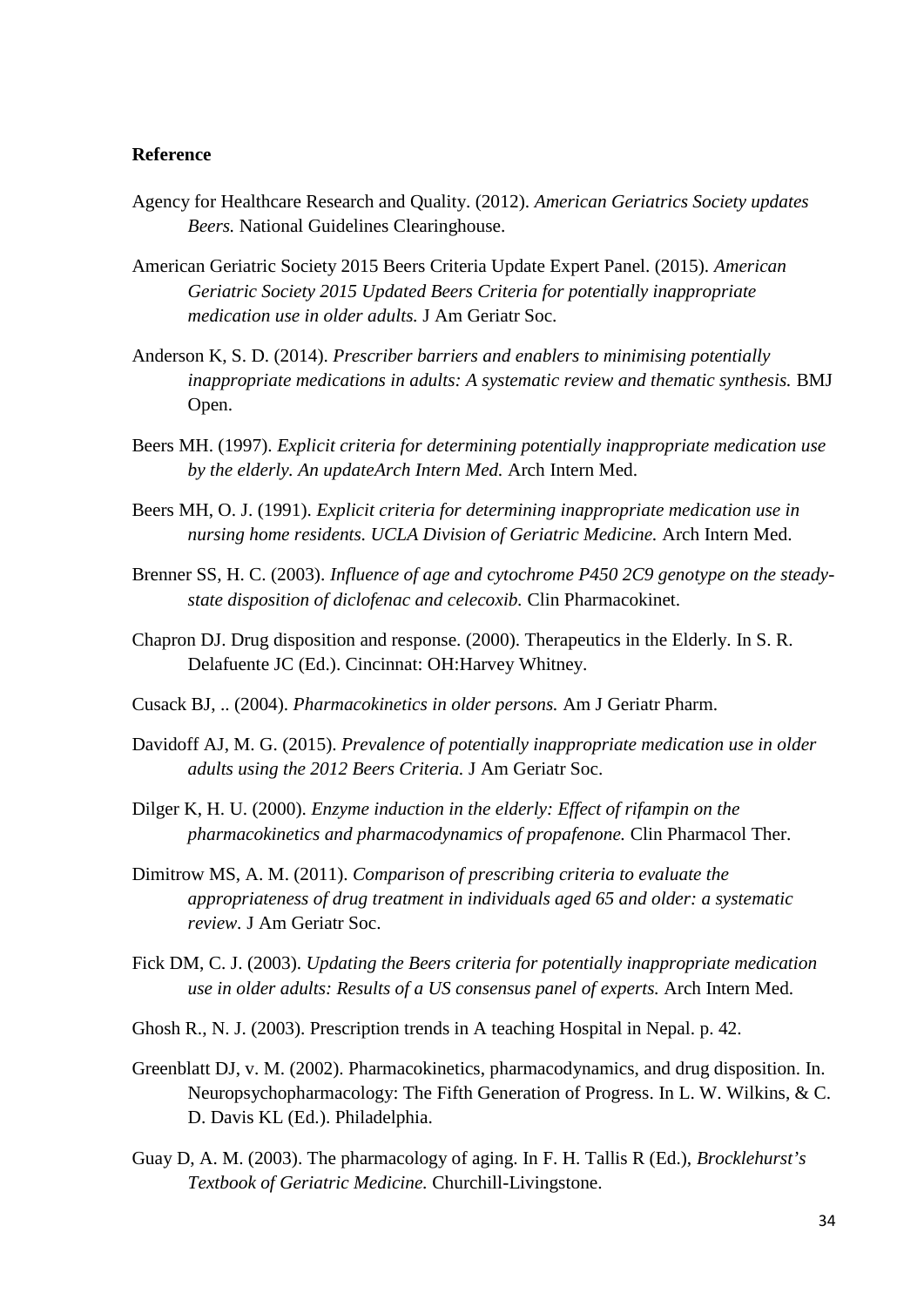**Reference**

Agency for Healthcare Research and Quality. (2012). *American Geriatrics Society updates Beers.* National Guidelines Clearinghouse.

American Geriatric Society 2015 Beers Criteria Update Expert Panel. (2015). *American Geriatric Society 2015 Updated Beers Criteria for potentially inappropriate medication use in older adults.* J Am Geriatr Soc.

Anderson K, S. D. (2014). *Prescriber barriers and enablers to minimising potentially inappropriate medications in adults: A systematic review and thematic synthesis.* BMJ Open.

Beers MH. (1997). *Explicit criteria for determining potentially inappropriate medication use by the elderly. An updateArch Intern Med.* Arch Intern Med.

Beers MH, O. J. (1991). *Explicit criteria for determining inappropriate medication use in nursing home residents. UCLA Division of Geriatric Medicine.* Arch Intern Med.

Brenner SS, H. C. (2003). *Influence of age and cytochrome P450 2C9 genotype on the steady-state disposition of diclofenac and celecoxib.* Clin Pharmacokinet.

Chapron DJ. Drug disposition and response. (2000). Therapeutics in the Elderly. In S. R. Delafuente JC (Ed.). Cincinnat: OH:Harvey Whitney.

Cusack BJ, .. (2004). *Pharmacokinetics in older persons.* Am J Geriatr Pharm.

Davidoff AJ, M. G. (2015). *Prevalence of potentially inappropriate medication use in older adults using the 2012 Beers Criteria.* J Am Geriatr Soc.

Dilger K, H. U. (2000). *Enzyme induction in the elderly: Effect of rifampin on the pharmacokinetics and pharmacodynamics of propafenone.* Clin Pharmacol Ther.

Dimitrow MS, A. M. (2011). *Comparison of prescribing criteria to evaluate the appropriateness of drug treatment in individuals aged 65 and older: a systematic review.* J Am Geriatr Soc.

Fick DM, C. J. (2003). *Updating the Beers criteria for potentially inappropriate medication use in older adults: Results of a US consensus panel of experts.* Arch Intern Med.

Ghosh R., N. J. (2003). Prescription trends in A teaching Hospital in Nepal. p. 42.

Greenblatt DJ, v. M. (2002). Pharmacokinetics, pharmacodynamics, and drug disposition. In. Neuropsychopharmacology: The Fifth Generation of Progress. In L. W. Wilkins, & C. D. Davis KL (Ed.). Philadelphia.

Guay D, A. M. (2003). The pharmacology of aging. In F. H. Tallis R (Ed.), *Brocklehurst's Textbook of Geriatric Medicine.* Churchill-Livingstone.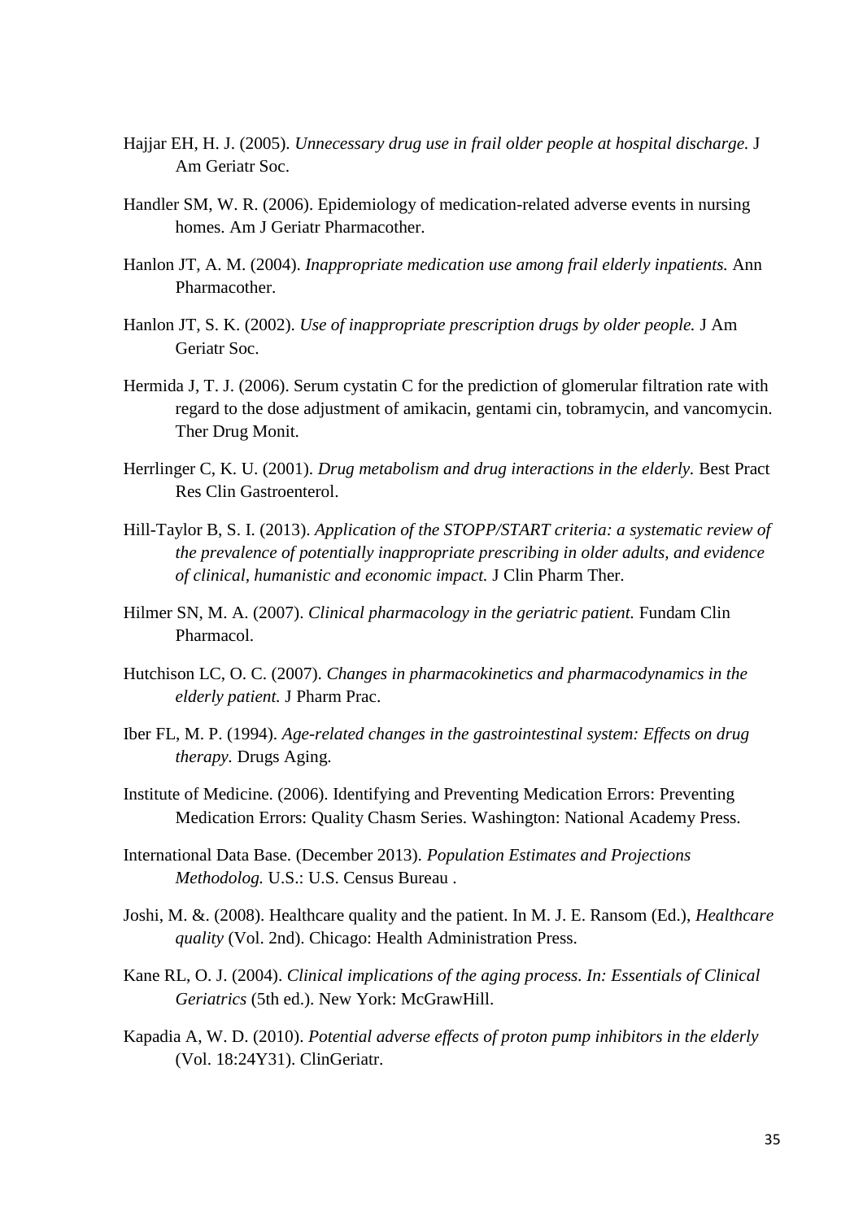Hajjar EH, H. J. (2005). *Unnecessary drug use in frail older people at hospital discharge.* J Am Geriatr Soc.

Handler SM, W. R. (2006). Epidemiology of medication-related adverse events in nursing homes. Am J Geriatr Pharmacother.

Hanlon JT, A. M. (2004). *Inappropriate medication use among frail elderly inpatients.* Ann Pharmacother.

Hanlon JT, S. K. (2002). *Use of inappropriate prescription drugs by older people.* J Am Geriatr Soc.

Hermida J, T. J. (2006). Serum cystatin C for the prediction of glomerular filtration rate with regard to the dose adjustment of amikacin, gentami cin, tobramycin, and vancomycin. Ther Drug Monit.

Herrlinger C, K. U. (2001). *Drug metabolism and drug interactions in the elderly.* Best Pract Res Clin Gastroenterol.

Hill-Taylor B, S. I. (2013). *Application of the STOPP/START criteria: a systematic review of the prevalence of potentially inappropriate prescribing in older adults, and evidence of clinical, humanistic and economic impact.* J Clin Pharm Ther.

Hilmer SN, M. A. (2007). *Clinical pharmacology in the geriatric patient.* Fundam Clin Pharmacol.

Hutchison LC, O. C. (2007). *Changes in pharmacokinetics and pharmacodynamics in the elderly patient.* J Pharm Prac.

Iber FL, M. P. (1994). *Age-related changes in the gastrointestinal system: Effects on drug therapy.* Drugs Aging.

Institute of Medicine. (2006). Identifying and Preventing Medication Errors: Preventing Medication Errors: Quality Chasm Series. Washington: National Academy Press.

International Data Base. (December 2013). *Population Estimates and Projections Methodolog.* U.S.: U.S. Census Bureau .

Joshi, M. &. (2008). Healthcare quality and the patient. In M. J. E. Ransom (Ed.), *Healthcare quality* (Vol. 2nd). Chicago: Health Administration Press.

Kane RL, O. J. (2004). *Clinical implications of the aging process. In: Essentials of Clinical Geriatrics* (5th ed.). New York: McGrawHill.

Kapadia A, W. D. (2010). *Potential adverse effects of proton pump inhibitors in the elderly* (Vol. 18:24Y31). ClinGeriatr.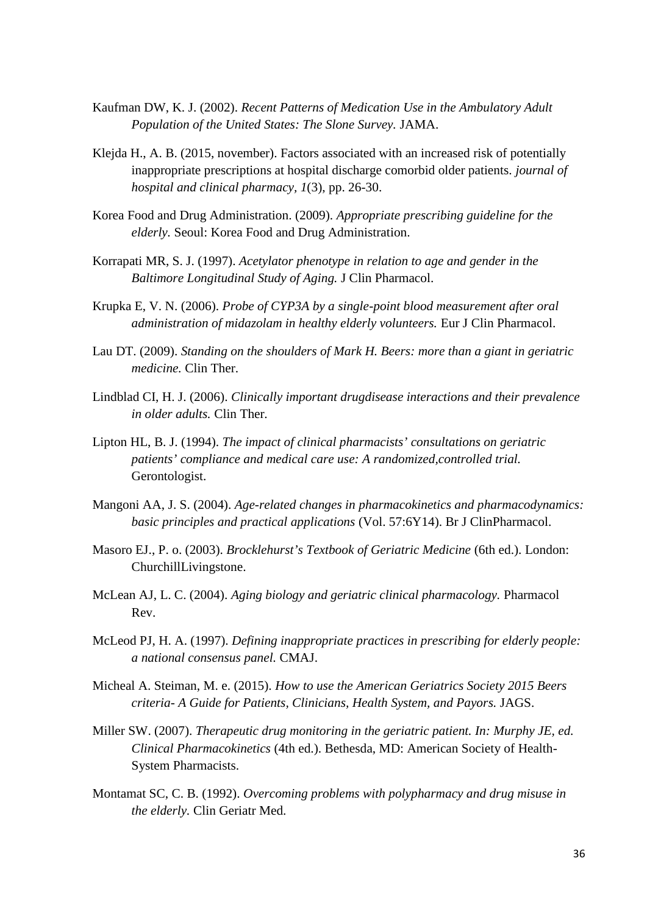Kaufman DW, K. J. (2002). *Recent Patterns of Medication Use in the Ambulatory Adult Population of the United States: The Slone Survey.* JAMA.

Klejda H., A. B. (2015, november). Factors associated with an increased risk of potentially inappropriate prescriptions at hospital discharge comorbid older patients. *journal of hospital and clinical pharmacy, 1*(3), pp. 26-30.

Korea Food and Drug Administration. (2009). *Appropriate prescribing guideline for the elderly.* Seoul: Korea Food and Drug Administration.

Korrapati MR, S. J. (1997). *Acetylator phenotype in relation to age and gender in the Baltimore Longitudinal Study of Aging.* J Clin Pharmacol.

Krupka E, V. N. (2006). *Probe of CYP3A by a single-point blood measurement after oral administration of midazolam in healthy elderly volunteers.* Eur J Clin Pharmacol.

Lau DT. (2009). *Standing on the shoulders of Mark H. Beers: more than a giant in geriatric medicine.* Clin Ther.

Lindblad CI, H. J. (2006). *Clinically important drugdisease interactions and their prevalence in older adults.* Clin Ther.

Lipton HL, B. J. (1994). *The impact of clinical pharmacists' consultations on geriatric patients' compliance and medical care use: A randomized,controlled trial.* Gerontologist.

Mangoni AA, J. S. (2004). *Age-related changes in pharmacokinetics and pharmacodynamics: basic principles and practical applications* (Vol. 57:6Y14). Br J ClinPharmacol.

Masoro EJ., P. o. (2003). *Brocklehurst's Textbook of Geriatric Medicine* (6th ed.). London: ChurchillLivingstone.

McLean AJ, L. C. (2004). *Aging biology and geriatric clinical pharmacology.* Pharmacol Rev.

McLeod PJ, H. A. (1997). *Defining inappropriate practices in prescribing for elderly people: a national consensus panel.* CMAJ.

Micheal A. Steiman, M. e. (2015). *How to use the American Geriatrics Society 2015 Beers criteria- A Guide for Patients, Clinicians, Health System, and Payors.* JAGS.

Miller SW. (2007). *Therapeutic drug monitoring in the geriatric patient. In: Murphy JE, ed. Clinical Pharmacokinetics* (4th ed.). Bethesda, MD: American Society of Health-System Pharmacists.

Montamat SC, C. B. (1992). *Overcoming problems with polypharmacy and drug misuse in the elderly.* Clin Geriatr Med.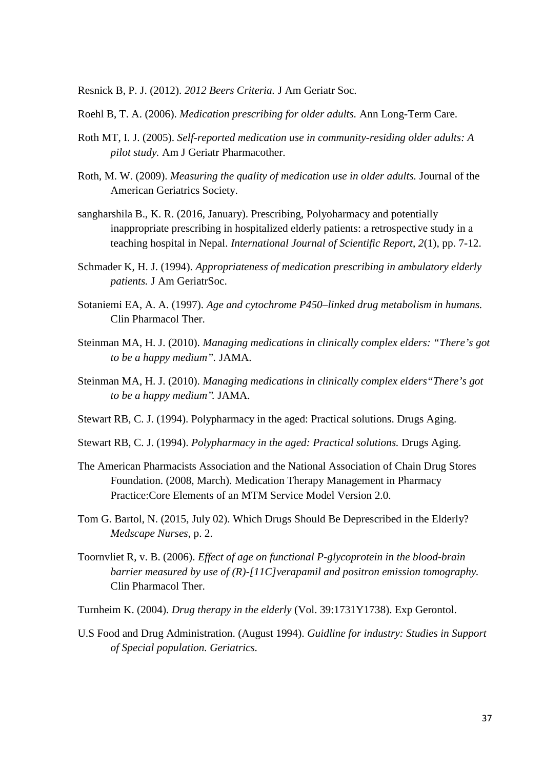Resnick B, P. J. (2012). *2012 Beers Criteria.* J Am Geriatr Soc.

Roehl B, T. A. (2006). *Medication prescribing for older adults.* Ann Long-Term Care.

Roth MT, I. J. (2005). *Self-reported medication use in community-residing older adults: A pilot study.* Am J Geriatr Pharmacother.

Roth, M. W. (2009). *Measuring the quality of medication use in older adults.* Journal of the American Geriatrics Society.

sangharshila B., K. R. (2016, January). Prescribing, Polyoharmacy and potentially inappropriate prescribing in hospitalized elderly patients: a retrospective study in a teaching hospital in Nepal. *International Journal of Scientific Report, 2*(1), pp. 7-12.

Schmader K, H. J. (1994). *Appropriateness of medication prescribing in ambulatory elderly patients.* J Am GeriatrSoc.

Sotaniemi EA, A. A. (1997). *Age and cytochrome P450–linked drug metabolism in humans.* Clin Pharmacol Ther.

Steinman MA, H. J. (2010). *Managing medications in clinically complex elders: "There's got to be a happy medium".* JAMA.

Steinman MA, H. J. (2010). *Managing medications in clinically complex elders"There's got to be a happy medium".* JAMA.

Stewart RB, C. J. (1994). Polypharmacy in the aged: Practical solutions. Drugs Aging.

Stewart RB, C. J. (1994). *Polypharmacy in the aged: Practical solutions.* Drugs Aging.

The American Pharmacists Association and the National Association of Chain Drug Stores Foundation. (2008, March). Medication Therapy Management in Pharmacy Practice:Core Elements of an MTM Service Model Version 2.0.

Tom G. Bartol, N. (2015, July 02). Which Drugs Should Be Deprescribed in the Elderly? *Medscape Nurses*, p. 2.

Toornvliet R, v. B. (2006). *Effect of age on functional P-glycoprotein in the blood-brain barrier measured by use of (R)-[11C]verapamil and positron emission tomography.* Clin Pharmacol Ther.

Turnheim K. (2004). *Drug therapy in the elderly* (Vol. 39:1731Y1738). Exp Gerontol.

U.S Food and Drug Administration. (August 1994). *Guidline for industry: Studies in Support of Special population. Geriatrics.*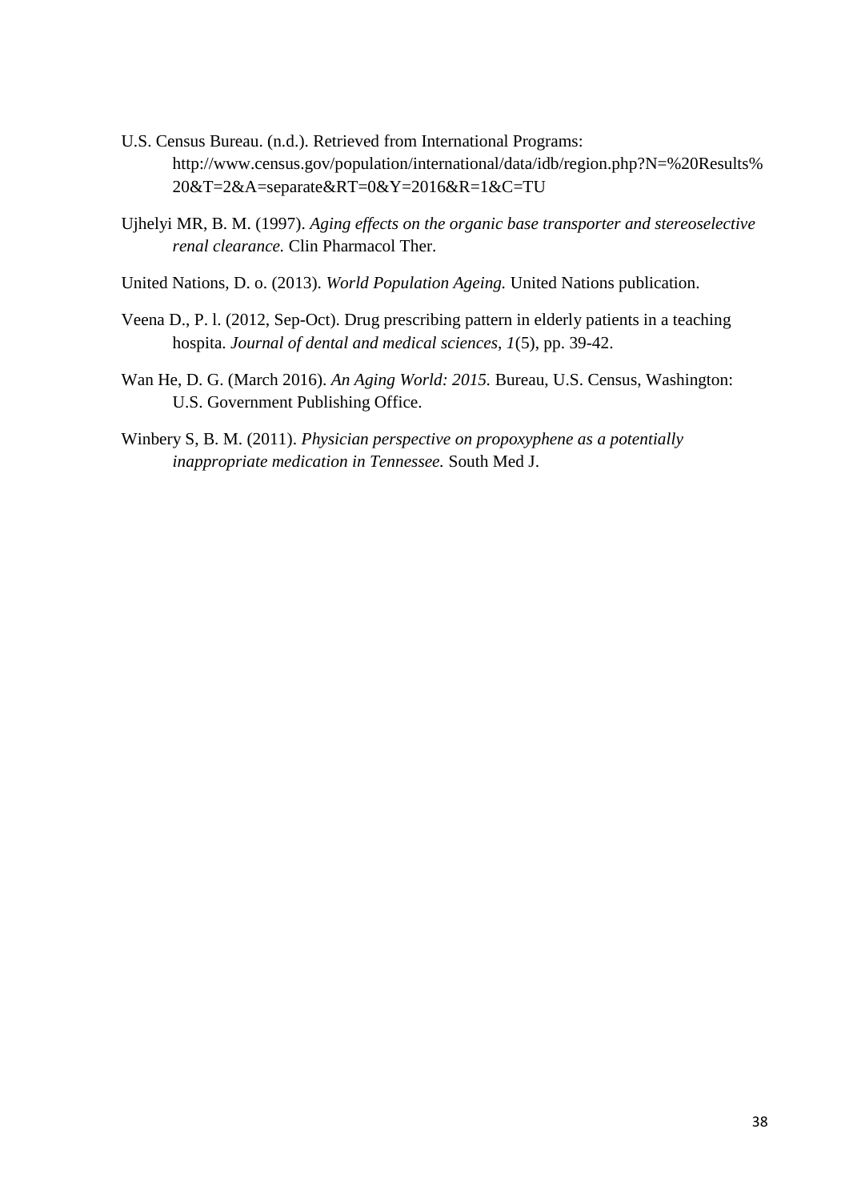U.S. Census Bureau. (n.d.). Retrieved from International Programs: http://www.census.gov/population/international/data/idb/region.php?N=%20Results%20&T=2&A=separate&RT=0&Y=2016&R=1&C=TU

Ujhelyi MR, B. M. (1997). *Aging effects on the organic base transporter and stereoselective renal clearance.* Clin Pharmacol Ther.

United Nations, D. o. (2013). *World Population Ageing.* United Nations publication.

Veena D., P. l. (2012, Sep-Oct). Drug prescribing pattern in elderly patients in a teaching hospita. *Journal of dental and medical sciences, 1*(5), pp. 39-42.

Wan He, D. G. (March 2016). *An Aging World: 2015.* Bureau, U.S. Census, Washington: U.S. Government Publishing Office.

Winbery S, B. M. (2011). *Physician perspective on propoxyphene as a potentially inappropriate medication in Tennessee.* South Med J.